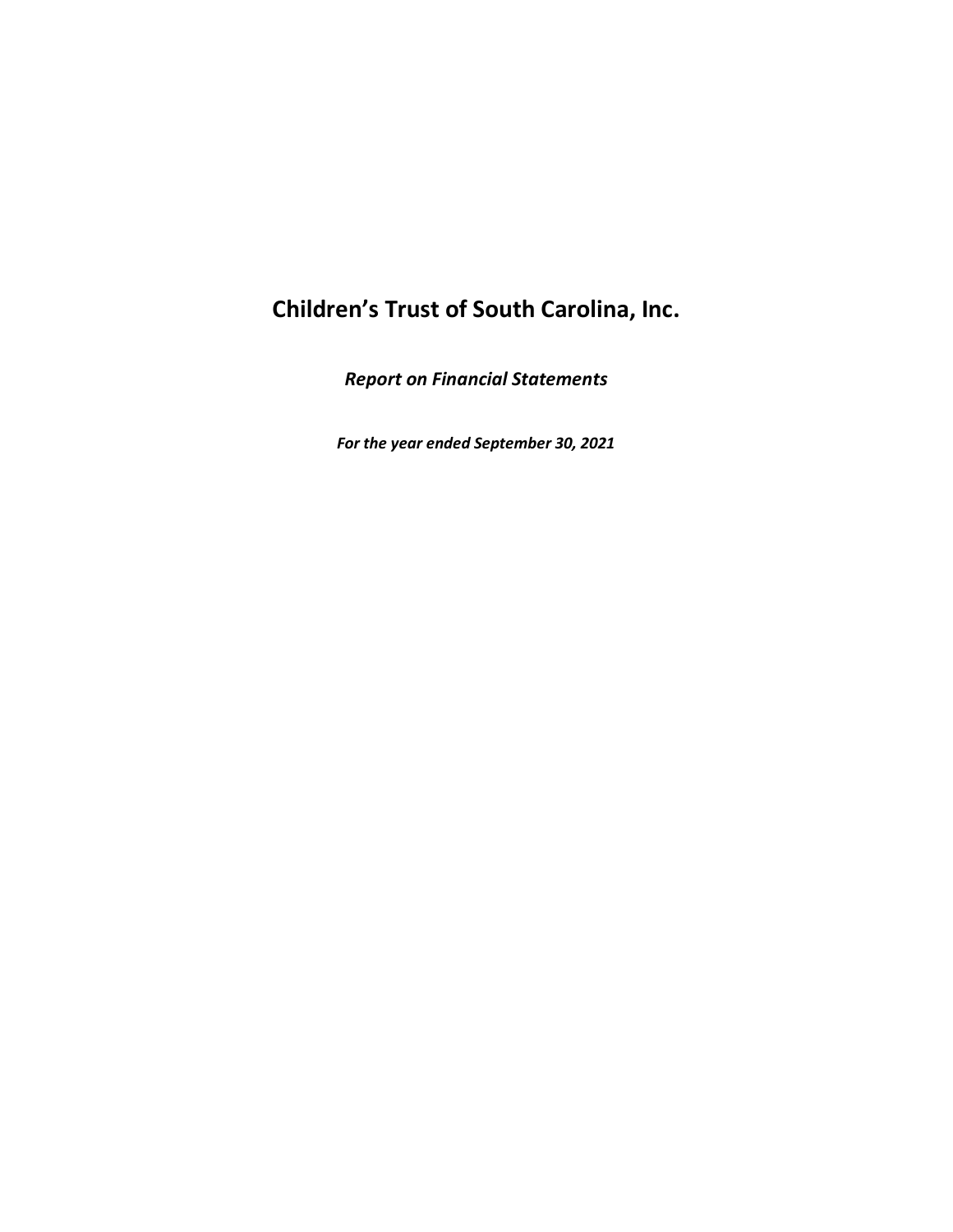# Children's Trust of South Carolina, Inc.

***Report on Financial Statements***

***For the year ended September 30, 2021***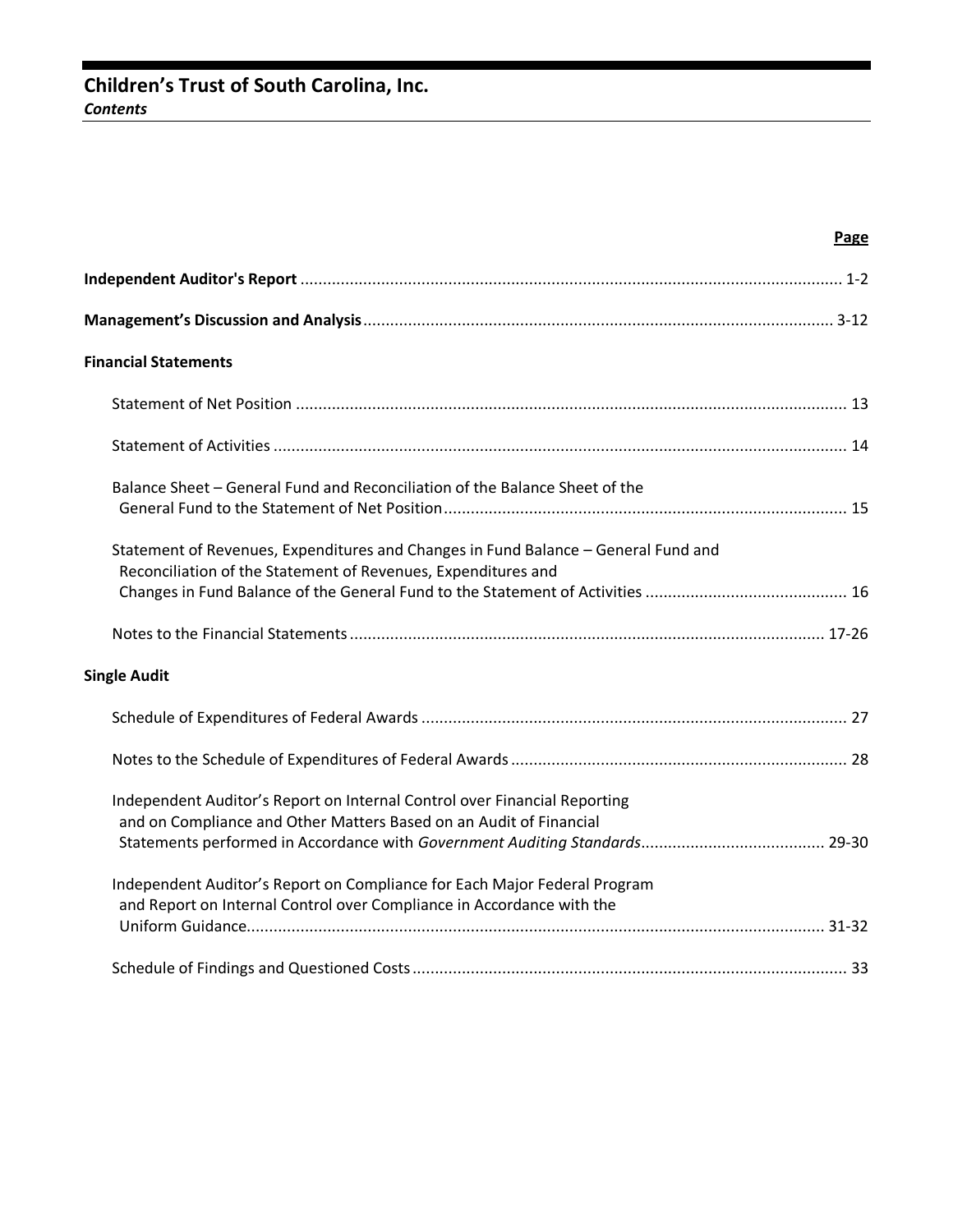# Children's Trust of South Carolina, Inc.

***Contents***

| | Page |
|---|---|
| **Independent Auditor's Report** | 1-2 |
| **Management's Discussion and Analysis** | 3-12 |
| **Financial Statements** | |
| Statement of Net Position | 13 |
| Statement of Activities | 14 |
| Balance Sheet – General Fund and Reconciliation of the Balance Sheet of the General Fund to the Statement of Net Position | 15 |
| Statement of Revenues, Expenditures and Changes in Fund Balance – General Fund and Reconciliation of the Statement of Revenues, Expenditures and Changes in Fund Balance of the General Fund to the Statement of Activities | 16 |
| Notes to the Financial Statements | 17-26 |
| **Single Audit** | |
| Schedule of Expenditures of Federal Awards | 27 |
| Notes to the Schedule of Expenditures of Federal Awards | 28 |
| Independent Auditor's Report on Internal Control over Financial Reporting and on Compliance and Other Matters Based on an Audit of Financial Statements performed in Accordance with *Government Auditing Standards* | 29-30 |
| Independent Auditor's Report on Compliance for Each Major Federal Program and Report on Internal Control over Compliance in Accordance with the Uniform Guidance | 31-32 |
| Schedule of Findings and Questioned Costs | 33 |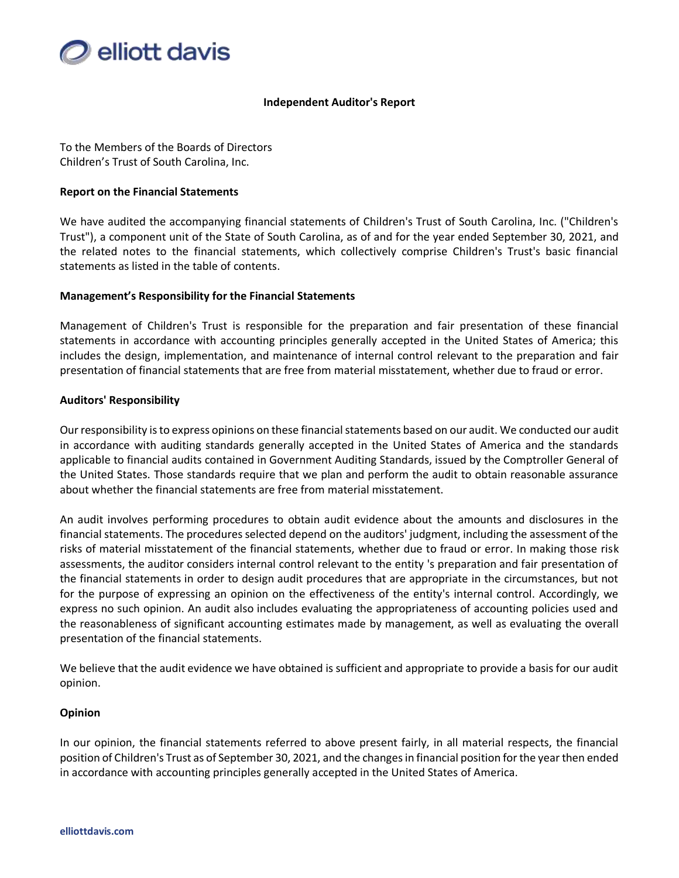**Independent Auditor's Report**

To the Members of the Boards of Directors
Children's Trust of South Carolina, Inc.

**Report on the Financial Statements**

We have audited the accompanying financial statements of Children's Trust of South Carolina, Inc. ("Children's Trust"), a component unit of the State of South Carolina, as of and for the year ended September 30, 2021, and the related notes to the financial statements, which collectively comprise Children's Trust's basic financial statements as listed in the table of contents.

**Management's Responsibility for the Financial Statements**

Management of Children's Trust is responsible for the preparation and fair presentation of these financial statements in accordance with accounting principles generally accepted in the United States of America; this includes the design, implementation, and maintenance of internal control relevant to the preparation and fair presentation of financial statements that are free from material misstatement, whether due to fraud or error.

**Auditors' Responsibility**

Our responsibility is to express opinions on these financial statements based on our audit. We conducted our audit in accordance with auditing standards generally accepted in the United States of America and the standards applicable to financial audits contained in Government Auditing Standards, issued by the Comptroller General of the United States. Those standards require that we plan and perform the audit to obtain reasonable assurance about whether the financial statements are free from material misstatement.

An audit involves performing procedures to obtain audit evidence about the amounts and disclosures in the financial statements. The procedures selected depend on the auditors' judgment, including the assessment of the risks of material misstatement of the financial statements, whether due to fraud or error. In making those risk assessments, the auditor considers internal control relevant to the entity 's preparation and fair presentation of the financial statements in order to design audit procedures that are appropriate in the circumstances, but not for the purpose of expressing an opinion on the effectiveness of the entity's internal control. Accordingly, we express no such opinion. An audit also includes evaluating the appropriateness of accounting policies used and the reasonableness of significant accounting estimates made by management, as well as evaluating the overall presentation of the financial statements.

We believe that the audit evidence we have obtained is sufficient and appropriate to provide a basis for our audit opinion.

**Opinion**

In our opinion, the financial statements referred to above present fairly, in all material respects, the financial position of Children's Trust as of September 30, 2021, and the changes in financial position for the year then ended in accordance with accounting principles generally accepted in the United States of America.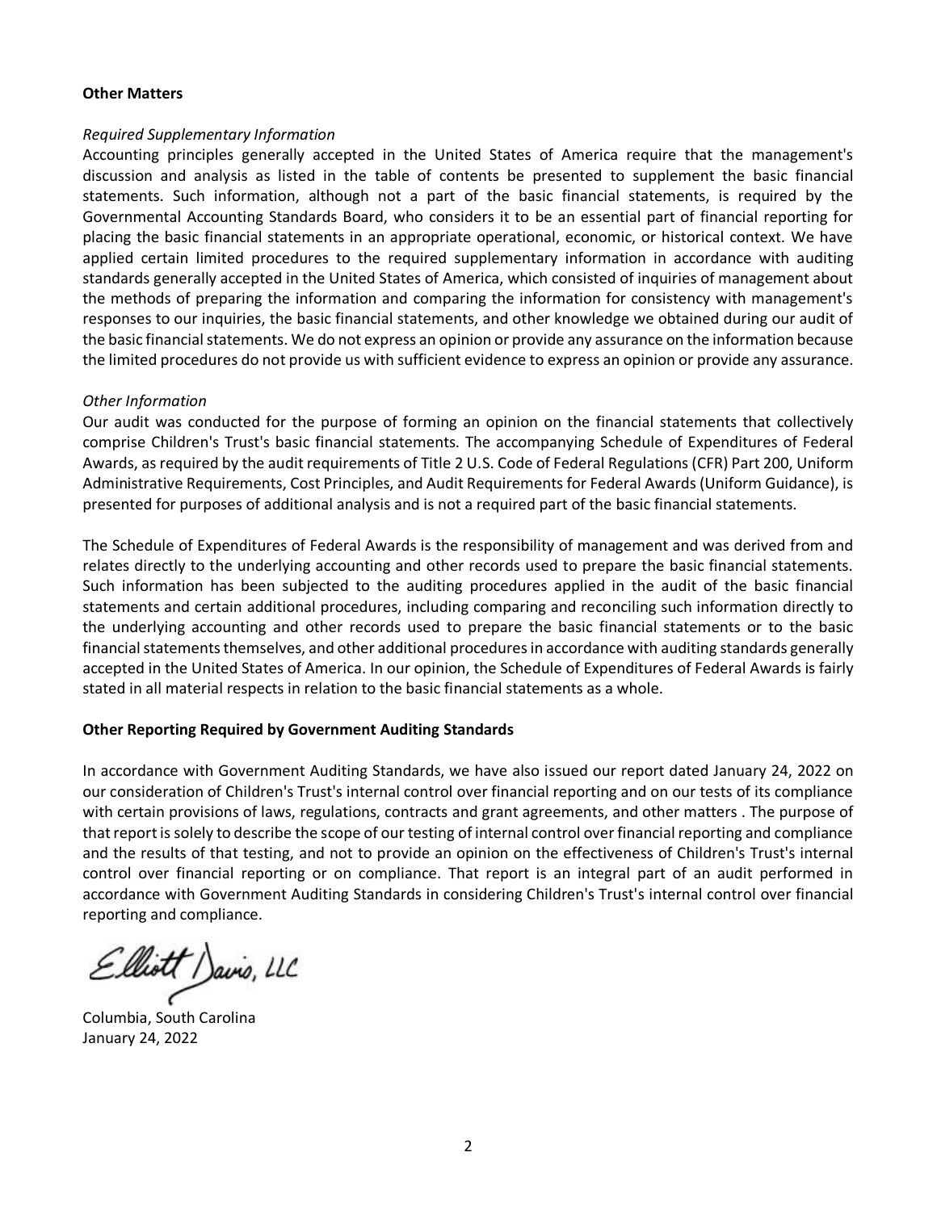**Other Matters**

*Required Supplementary Information*

Accounting principles generally accepted in the United States of America require that the management's discussion and analysis as listed in the table of contents be presented to supplement the basic financial statements. Such information, although not a part of the basic financial statements, is required by the Governmental Accounting Standards Board, who considers it to be an essential part of financial reporting for placing the basic financial statements in an appropriate operational, economic, or historical context. We have applied certain limited procedures to the required supplementary information in accordance with auditing standards generally accepted in the United States of America, which consisted of inquiries of management about the methods of preparing the information and comparing the information for consistency with management's responses to our inquiries, the basic financial statements, and other knowledge we obtained during our audit of the basic financial statements. We do not express an opinion or provide any assurance on the information because the limited procedures do not provide us with sufficient evidence to express an opinion or provide any assurance.

*Other Information*

Our audit was conducted for the purpose of forming an opinion on the financial statements that collectively comprise Children's Trust's basic financial statements. The accompanying Schedule of Expenditures of Federal Awards, as required by the audit requirements of Title 2 U.S. Code of Federal Regulations (CFR) Part 200, Uniform Administrative Requirements, Cost Principles, and Audit Requirements for Federal Awards (Uniform Guidance), is presented for purposes of additional analysis and is not a required part of the basic financial statements.

The Schedule of Expenditures of Federal Awards is the responsibility of management and was derived from and relates directly to the underlying accounting and other records used to prepare the basic financial statements. Such information has been subjected to the auditing procedures applied in the audit of the basic financial statements and certain additional procedures, including comparing and reconciling such information directly to the underlying accounting and other records used to prepare the basic financial statements or to the basic financial statements themselves, and other additional procedures in accordance with auditing standards generally accepted in the United States of America. In our opinion, the Schedule of Expenditures of Federal Awards is fairly stated in all material respects in relation to the basic financial statements as a whole.

**Other Reporting Required by Government Auditing Standards**

In accordance with Government Auditing Standards, we have also issued our report dated January 24, 2022 on our consideration of Children's Trust's internal control over financial reporting and on our tests of its compliance with certain provisions of laws, regulations, contracts and grant agreements, and other matters . The purpose of that report is solely to describe the scope of our testing of internal control over financial reporting and compliance and the results of that testing, and not to provide an opinion on the effectiveness of Children's Trust's internal control over financial reporting or on compliance. That report is an integral part of an audit performed in accordance with Government Auditing Standards in considering Children's Trust's internal control over financial reporting and compliance.

Elliott Davis, LLC

Columbia, South Carolina
January 24, 2022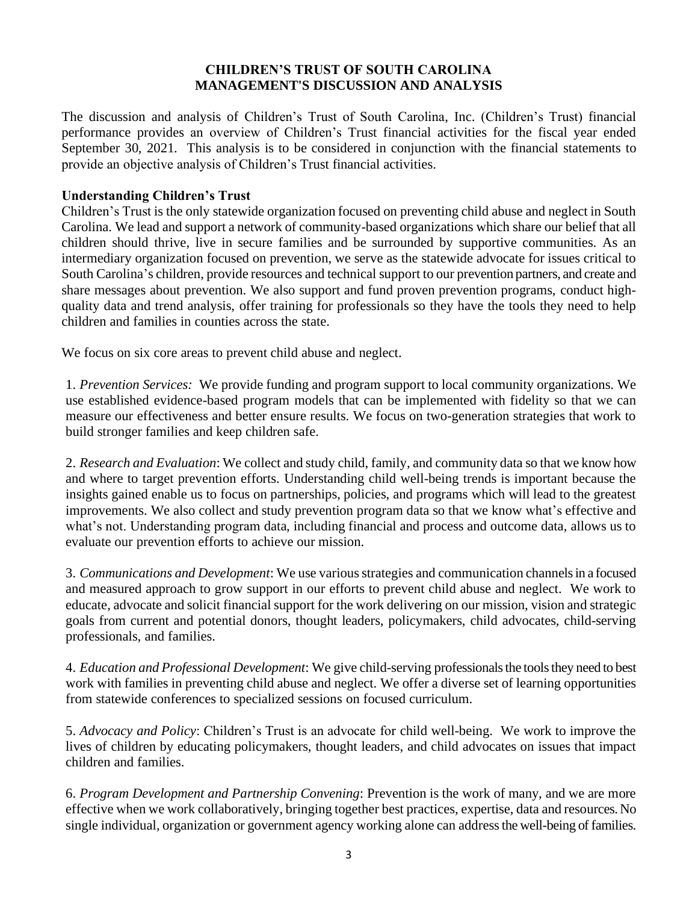# CHILDREN'S TRUST OF SOUTH CAROLINA
# MANAGEMENT'S DISCUSSION AND ANALYSIS

The discussion and analysis of Children's Trust of South Carolina, Inc. (Children's Trust) financial performance provides an overview of Children's Trust financial activities for the fiscal year ended September 30, 2021. This analysis is to be considered in conjunction with the financial statements to provide an objective analysis of Children's Trust financial activities.

**Understanding Children's Trust**

Children's Trust is the only statewide organization focused on preventing child abuse and neglect in South Carolina. We lead and support a network of community-based organizations which share our belief that all children should thrive, live in secure families and be surrounded by supportive communities. As an intermediary organization focused on prevention, we serve as the statewide advocate for issues critical to South Carolina's children, provide resources and technical support to our prevention partners, and create and share messages about prevention. We also support and fund proven prevention programs, conduct high-quality data and trend analysis, offer training for professionals so they have the tools they need to help children and families in counties across the state.

We focus on six core areas to prevent child abuse and neglect.

1. *Prevention Services:* We provide funding and program support to local community organizations. We use established evidence-based program models that can be implemented with fidelity so that we can measure our effectiveness and better ensure results. We focus on two-generation strategies that work to build stronger families and keep children safe.

2. *Research and Evaluation*: We collect and study child, family, and community data so that we know how and where to target prevention efforts. Understanding child well-being trends is important because the insights gained enable us to focus on partnerships, policies, and programs which will lead to the greatest improvements. We also collect and study prevention program data so that we know what's effective and what's not. Understanding program data, including financial and process and outcome data, allows us to evaluate our prevention efforts to achieve our mission.

3. *Communications and Development*: We use various strategies and communication channels in a focused and measured approach to grow support in our efforts to prevent child abuse and neglect. We work to educate, advocate and solicit financial support for the work delivering on our mission, vision and strategic goals from current and potential donors, thought leaders, policymakers, child advocates, child-serving professionals, and families.

4. *Education and Professional Development*: We give child-serving professionals the tools they need to best work with families in preventing child abuse and neglect. We offer a diverse set of learning opportunities from statewide conferences to specialized sessions on focused curriculum.

5. *Advocacy and Policy*: Children's Trust is an advocate for child well-being. We work to improve the lives of children by educating policymakers, thought leaders, and child advocates on issues that impact children and families.

6. *Program Development and Partnership Convening*: Prevention is the work of many, and we are more effective when we work collaboratively, bringing together best practices, expertise, data and resources. No single individual, organization or government agency working alone can address the well-being of families.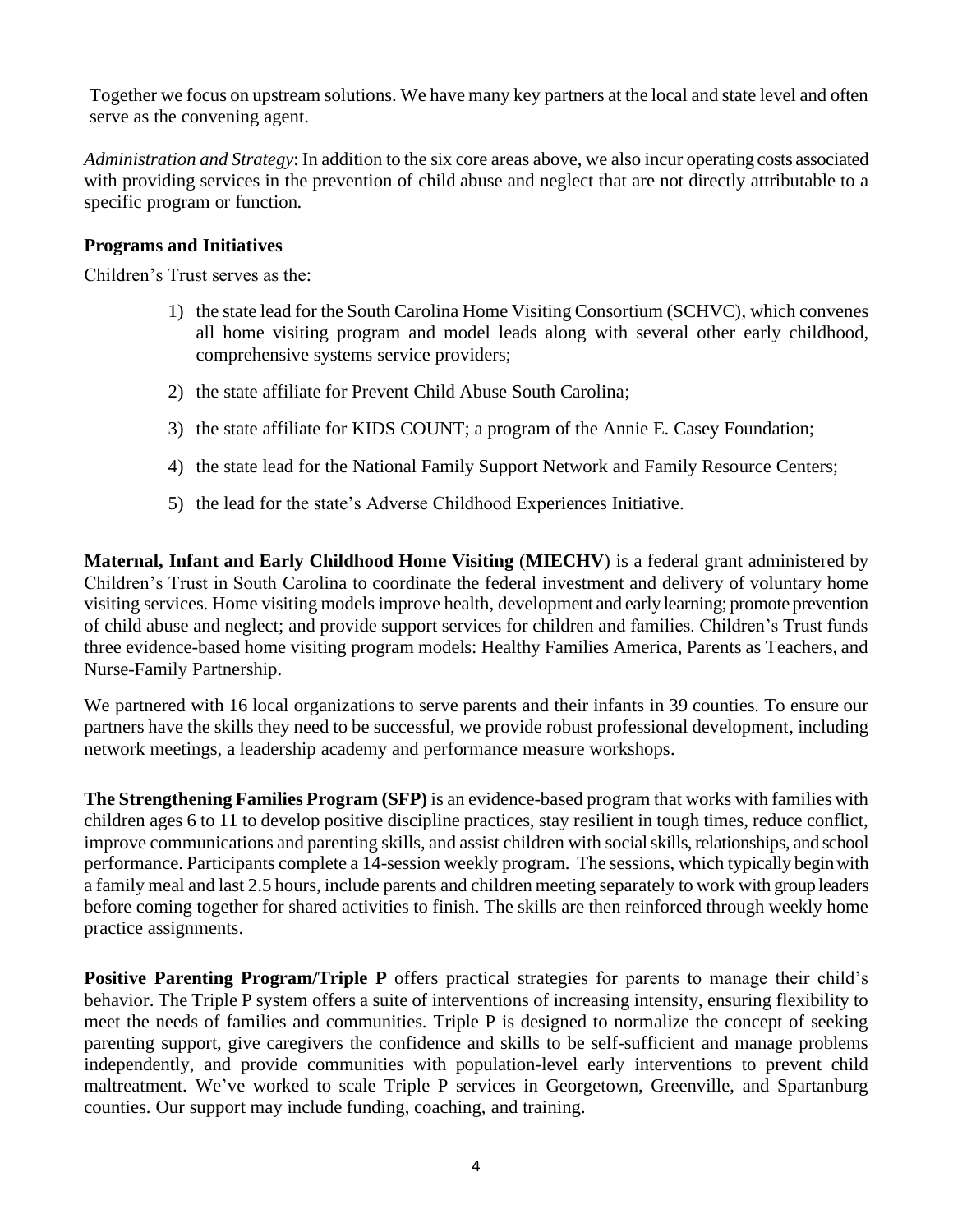Together we focus on upstream solutions. We have many key partners at the local and state level and often serve as the convening agent.

*Administration and Strategy*: In addition to the six core areas above, we also incur operating costs associated with providing services in the prevention of child abuse and neglect that are not directly attributable to a specific program or function.

### Programs and Initiatives

Children's Trust serves as the:

1) the state lead for the South Carolina Home Visiting Consortium (SCHVC), which convenes all home visiting program and model leads along with several other early childhood, comprehensive systems service providers;
2) the state affiliate for Prevent Child Abuse South Carolina;
3) the state affiliate for KIDS COUNT; a program of the Annie E. Casey Foundation;
4) the state lead for the National Family Support Network and Family Resource Centers;
5) the lead for the state's Adverse Childhood Experiences Initiative.

**Maternal, Infant and Early Childhood Home Visiting** (**MIECHV**) is a federal grant administered by Children's Trust in South Carolina to coordinate the federal investment and delivery of voluntary home visiting services. Home visiting models improve health, development and early learning; promote prevention of child abuse and neglect; and provide support services for children and families. Children's Trust funds three evidence-based home visiting program models: Healthy Families America, Parents as Teachers, and Nurse-Family Partnership.

We partnered with 16 local organizations to serve parents and their infants in 39 counties. To ensure our partners have the skills they need to be successful, we provide robust professional development, including network meetings, a leadership academy and performance measure workshops.

**The Strengthening Families Program (SFP)** is an evidence-based program that works with families with children ages 6 to 11 to develop positive discipline practices, stay resilient in tough times, reduce conflict, improve communications and parenting skills, and assist children with social skills, relationships, and school performance. Participants complete a 14-session weekly program. The sessions, which typically begin with a family meal and last 2.5 hours, include parents and children meeting separately to work with group leaders before coming together for shared activities to finish. The skills are then reinforced through weekly home practice assignments.

**Positive Parenting Program/Triple P** offers practical strategies for parents to manage their child's behavior. The Triple P system offers a suite of interventions of increasing intensity, ensuring flexibility to meet the needs of families and communities. Triple P is designed to normalize the concept of seeking parenting support, give caregivers the confidence and skills to be self-sufficient and manage problems independently, and provide communities with population-level early interventions to prevent child maltreatment. We've worked to scale Triple P services in Georgetown, Greenville, and Spartanburg counties. Our support may include funding, coaching, and training.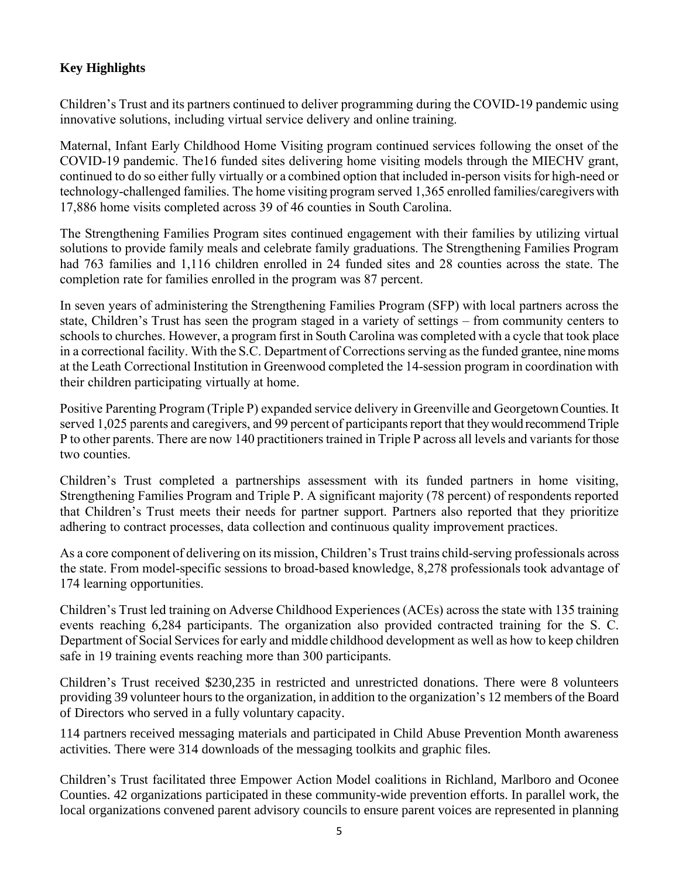**Key Highlights**

Children's Trust and its partners continued to deliver programming during the COVID-19 pandemic using innovative solutions, including virtual service delivery and online training.

Maternal, Infant Early Childhood Home Visiting program continued services following the onset of the COVID-19 pandemic. The16 funded sites delivering home visiting models through the MIECHV grant, continued to do so either fully virtually or a combined option that included in-person visits for high-need or technology-challenged families. The home visiting program served 1,365 enrolled families/caregivers with 17,886 home visits completed across 39 of 46 counties in South Carolina.

The Strengthening Families Program sites continued engagement with their families by utilizing virtual solutions to provide family meals and celebrate family graduations. The Strengthening Families Program had 763 families and 1,116 children enrolled in 24 funded sites and 28 counties across the state. The completion rate for families enrolled in the program was 87 percent.

In seven years of administering the Strengthening Families Program (SFP) with local partners across the state, Children's Trust has seen the program staged in a variety of settings – from community centers to schools to churches. However, a program first in South Carolina was completed with a cycle that took place in a correctional facility. With the S.C. Department of Corrections serving as the funded grantee, nine moms at the Leath Correctional Institution in Greenwood completed the 14-session program in coordination with their children participating virtually at home.

Positive Parenting Program (Triple P) expanded service delivery in Greenville and Georgetown Counties. It served 1,025 parents and caregivers, and 99 percent of participants report that they would recommend Triple P to other parents. There are now 140 practitioners trained in Triple P across all levels and variants for those two counties.

Children's Trust completed a partnerships assessment with its funded partners in home visiting, Strengthening Families Program and Triple P. A significant majority (78 percent) of respondents reported that Children's Trust meets their needs for partner support. Partners also reported that they prioritize adhering to contract processes, data collection and continuous quality improvement practices.

As a core component of delivering on its mission, Children's Trust trains child-serving professionals across the state. From model-specific sessions to broad-based knowledge, 8,278 professionals took advantage of 174 learning opportunities.

Children's Trust led training on Adverse Childhood Experiences (ACEs) across the state with 135 training events reaching 6,284 participants. The organization also provided contracted training for the S. C. Department of Social Services for early and middle childhood development as well as how to keep children safe in 19 training events reaching more than 300 participants.

Children's Trust received $230,235 in restricted and unrestricted donations. There were 8 volunteers providing 39 volunteer hours to the organization, in addition to the organization's 12 members of the Board of Directors who served in a fully voluntary capacity.

114 partners received messaging materials and participated in Child Abuse Prevention Month awareness activities. There were 314 downloads of the messaging toolkits and graphic files.

Children's Trust facilitated three Empower Action Model coalitions in Richland, Marlboro and Oconee Counties. 42 organizations participated in these community-wide prevention efforts. In parallel work, the local organizations convened parent advisory councils to ensure parent voices are represented in planning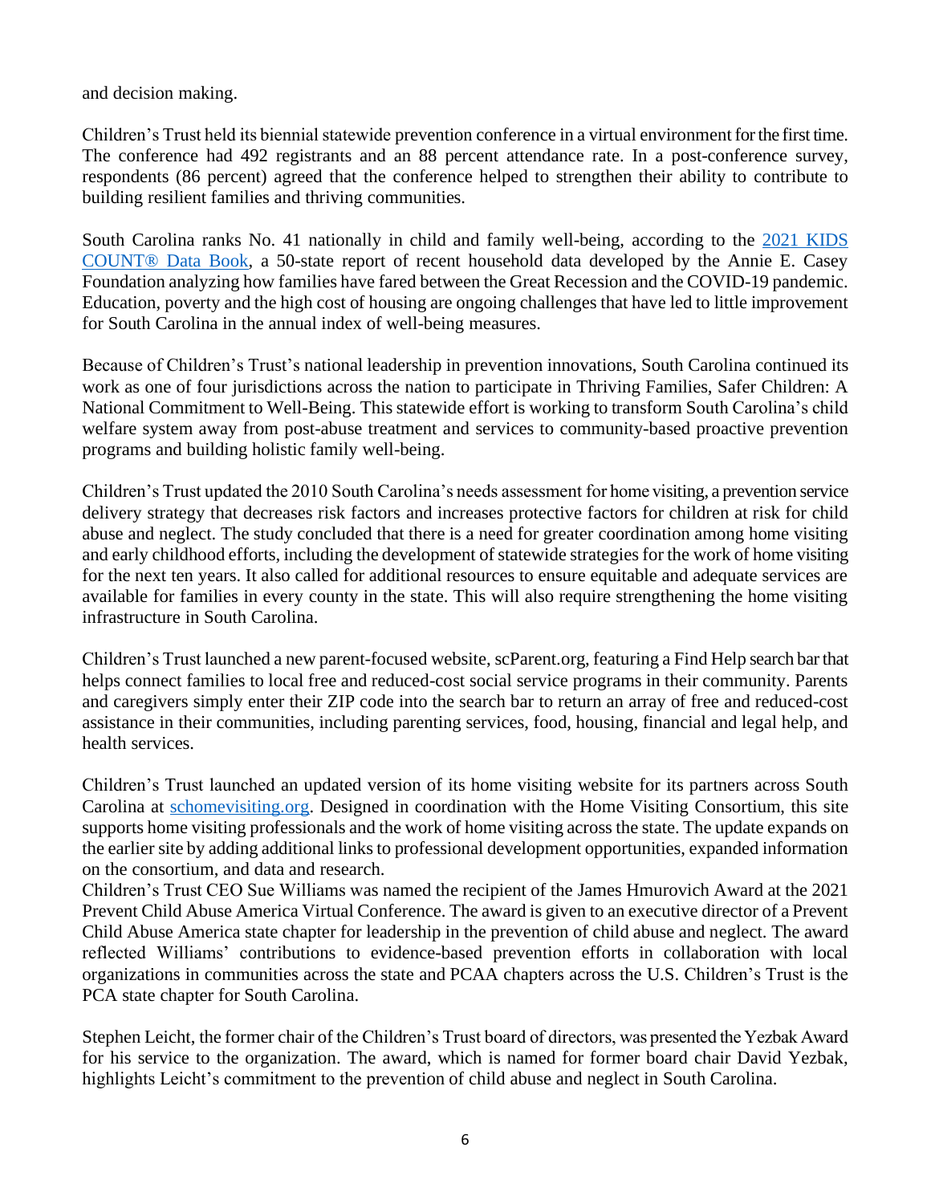and decision making.

Children's Trust held its biennial statewide prevention conference in a virtual environment for the first time. The conference had 492 registrants and an 88 percent attendance rate. In a post-conference survey, respondents (86 percent) agreed that the conference helped to strengthen their ability to contribute to building resilient families and thriving communities.

South Carolina ranks No. 41 nationally in child and family well-being, according to the [2021 KIDS COUNT® Data Book](), a 50-state report of recent household data developed by the Annie E. Casey Foundation analyzing how families have fared between the Great Recession and the COVID-19 pandemic. Education, poverty and the high cost of housing are ongoing challenges that have led to little improvement for South Carolina in the annual index of well-being measures.

Because of Children's Trust's national leadership in prevention innovations, South Carolina continued its work as one of four jurisdictions across the nation to participate in Thriving Families, Safer Children: A National Commitment to Well-Being. This statewide effort is working to transform South Carolina's child welfare system away from post-abuse treatment and services to community-based proactive prevention programs and building holistic family well-being.

Children's Trust updated the 2010 South Carolina's needs assessment for home visiting, a prevention service delivery strategy that decreases risk factors and increases protective factors for children at risk for child abuse and neglect. The study concluded that there is a need for greater coordination among home visiting and early childhood efforts, including the development of statewide strategies for the work of home visiting for the next ten years. It also called for additional resources to ensure equitable and adequate services are available for families in every county in the state. This will also require strengthening the home visiting infrastructure in South Carolina.

Children's Trust launched a new parent-focused website, scParent.org, featuring a Find Help search bar that helps connect families to local free and reduced-cost social service programs in their community. Parents and caregivers simply enter their ZIP code into the search bar to return an array of free and reduced-cost assistance in their communities, including parenting services, food, housing, financial and legal help, and health services.

Children's Trust launched an updated version of its home visiting website for its partners across South Carolina at [schomevisiting.org](). Designed in coordination with the Home Visiting Consortium, this site supports home visiting professionals and the work of home visiting across the state. The update expands on the earlier site by adding additional links to professional development opportunities, expanded information on the consortium, and data and research.

Children's Trust CEO Sue Williams was named the recipient of the James Hmurovich Award at the 2021 Prevent Child Abuse America Virtual Conference. The award is given to an executive director of a Prevent Child Abuse America state chapter for leadership in the prevention of child abuse and neglect. The award reflected Williams' contributions to evidence-based prevention efforts in collaboration with local organizations in communities across the state and PCAA chapters across the U.S. Children's Trust is the PCA state chapter for South Carolina.

Stephen Leicht, the former chair of the Children's Trust board of directors, was presented the Yezbak Award for his service to the organization. The award, which is named for former board chair David Yezbak, highlights Leicht's commitment to the prevention of child abuse and neglect in South Carolina.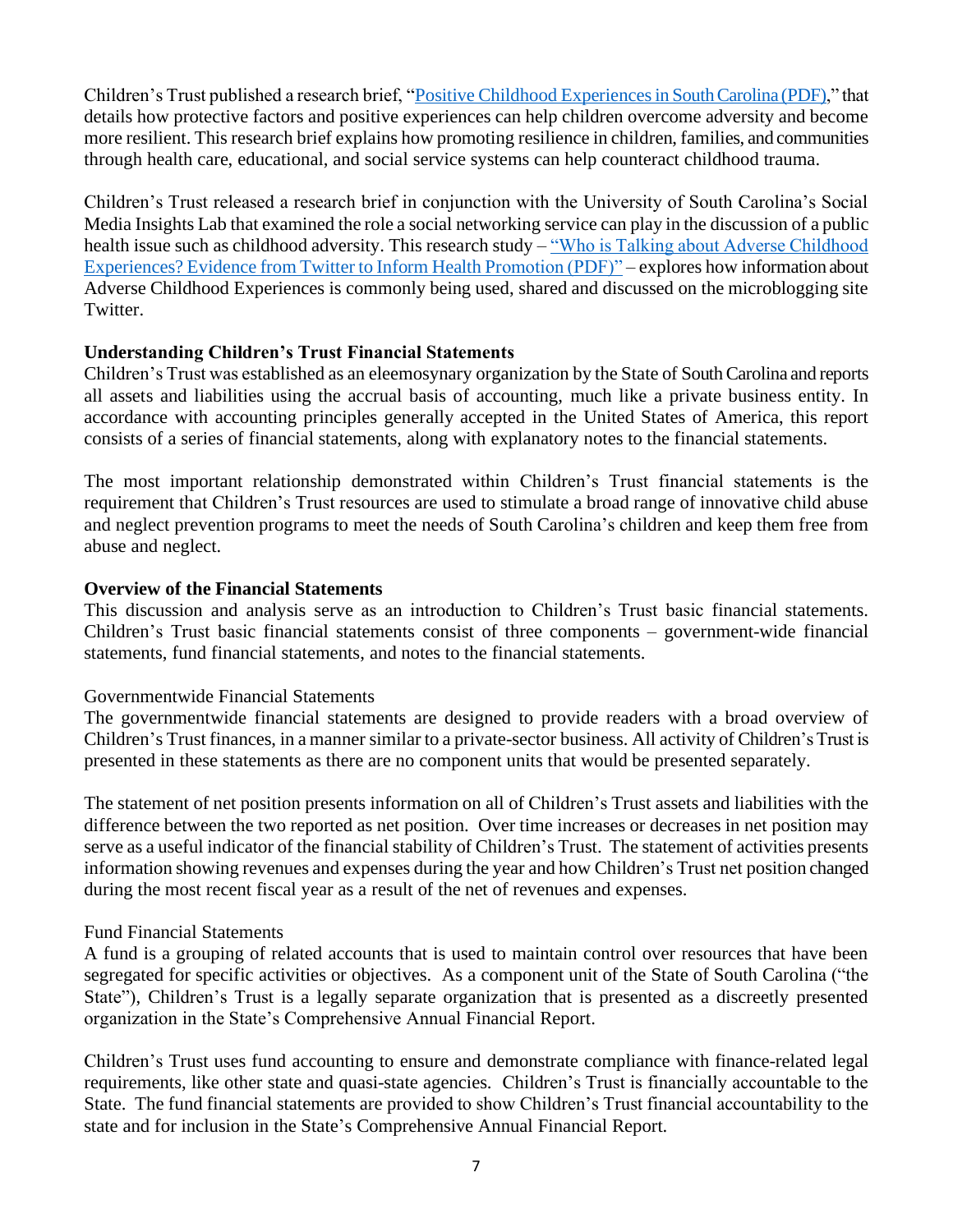Children's Trust published a research brief, "[Positive Childhood Experiences in South Carolina (PDF)](),"  that details how protective factors and positive experiences can help children overcome adversity and become more resilient. This research brief explains how promoting resilience in children, families, and communities through health care, educational, and social service systems can help counteract childhood trauma.

Children's Trust released a research brief in conjunction with the University of South Carolina's Social Media Insights Lab that examined the role a social networking service can play in the discussion of a public health issue such as childhood adversity. This research study – "Who is Talking about Adverse Childhood Experiences? Evidence from Twitter to Inform Health Promotion (PDF)" – explores how information about Adverse Childhood Experiences is commonly being used, shared and discussed on the microblogging site Twitter.

**Understanding Children's Trust Financial Statements**

Children's Trust was established as an eleemosynary organization by the State of South Carolina and reports all assets and liabilities using the accrual basis of accounting, much like a private business entity. In accordance with accounting principles generally accepted in the United States of America, this report consists of a series of financial statements, along with explanatory notes to the financial statements.

The most important relationship demonstrated within Children's Trust financial statements is the requirement that Children's Trust resources are used to stimulate a broad range of innovative child abuse and neglect prevention programs to meet the needs of South Carolina's children and keep them free from abuse and neglect.

**Overview of the Financial Statements**

This discussion and analysis serve as an introduction to Children's Trust basic financial statements. Children's Trust basic financial statements consist of three components – government-wide financial statements, fund financial statements, and notes to the financial statements.

Governmentwide Financial Statements

The governmentwide financial statements are designed to provide readers with a broad overview of Children's Trust finances, in a manner similar to a private-sector business. All activity of Children's Trust is presented in these statements as there are no component units that would be presented separately.

The statement of net position presents information on all of Children's Trust assets and liabilities with the difference between the two reported as net position. Over time increases or decreases in net position may serve as a useful indicator of the financial stability of Children's Trust. The statement of activities presents information showing revenues and expenses during the year and how Children's Trust net position changed during the most recent fiscal year as a result of the net of revenues and expenses.

Fund Financial Statements

A fund is a grouping of related accounts that is used to maintain control over resources that have been segregated for specific activities or objectives. As a component unit of the State of South Carolina ("the State"), Children's Trust is a legally separate organization that is presented as a discreetly presented organization in the State's Comprehensive Annual Financial Report.

Children's Trust uses fund accounting to ensure and demonstrate compliance with finance-related legal requirements, like other state and quasi-state agencies. Children's Trust is financially accountable to the State. The fund financial statements are provided to show Children's Trust financial accountability to the state and for inclusion in the State's Comprehensive Annual Financial Report.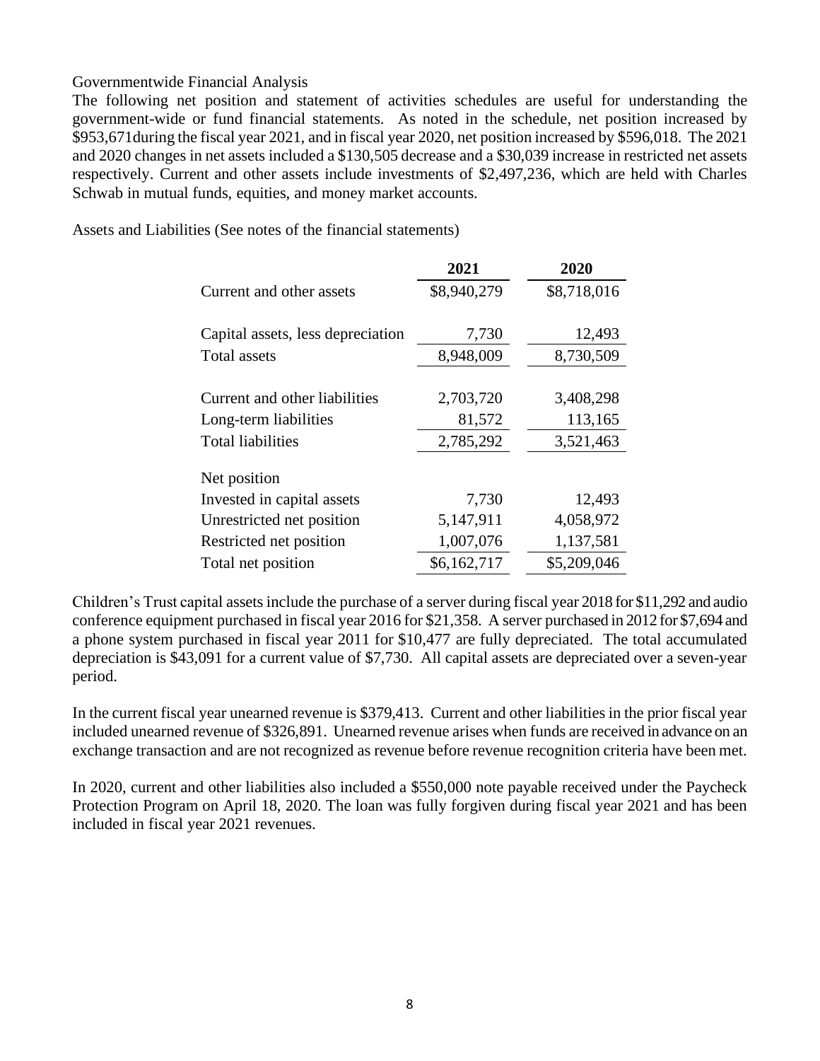Governmentwide Financial Analysis

The following net position and statement of activities schedules are useful for understanding the government-wide or fund financial statements. As noted in the schedule, net position increased by \$953,671during the fiscal year 2021, and in fiscal year 2020, net position increased by \$596,018. The 2021 and 2020 changes in net assets included a \$130,505 decrease and a \$30,039 increase in restricted net assets respectively. Current and other assets include investments of \$2,497,236, which are held with Charles Schwab in mutual funds, equities, and money market accounts.

Assets and Liabilities (See notes of the financial statements)

| | 2021 | 2020 |
|---|---|---|
| Current and other assets | \$8,940,279 | \$8,718,016 |
| Capital assets, less depreciation | 7,730 | 12,493 |
| Total assets | 8,948,009 | 8,730,509 |
| Current and other liabilities | 2,703,720 | 3,408,298 |
| Long-term liabilities | 81,572 | 113,165 |
| Total liabilities | 2,785,292 | 3,521,463 |
| Net position | | |
| Invested in capital assets | 7,730 | 12,493 |
| Unrestricted net position | 5,147,911 | 4,058,972 |
| Restricted net position | 1,007,076 | 1,137,581 |
| Total net position | \$6,162,717 | \$5,209,046 |

Children's Trust capital assets include the purchase of a server during fiscal year 2018 for \$11,292 and audio conference equipment purchased in fiscal year 2016 for \$21,358. A server purchased in 2012 for \$7,694 and a phone system purchased in fiscal year 2011 for \$10,477 are fully depreciated. The total accumulated depreciation is \$43,091 for a current value of \$7,730. All capital assets are depreciated over a seven-year period.

In the current fiscal year unearned revenue is \$379,413. Current and other liabilities in the prior fiscal year included unearned revenue of \$326,891. Unearned revenue arises when funds are received in advance on an exchange transaction and are not recognized as revenue before revenue recognition criteria have been met.

In 2020, current and other liabilities also included a \$550,000 note payable received under the Paycheck Protection Program on April 18, 2020. The loan was fully forgiven during fiscal year 2021 and has been included in fiscal year 2021 revenues.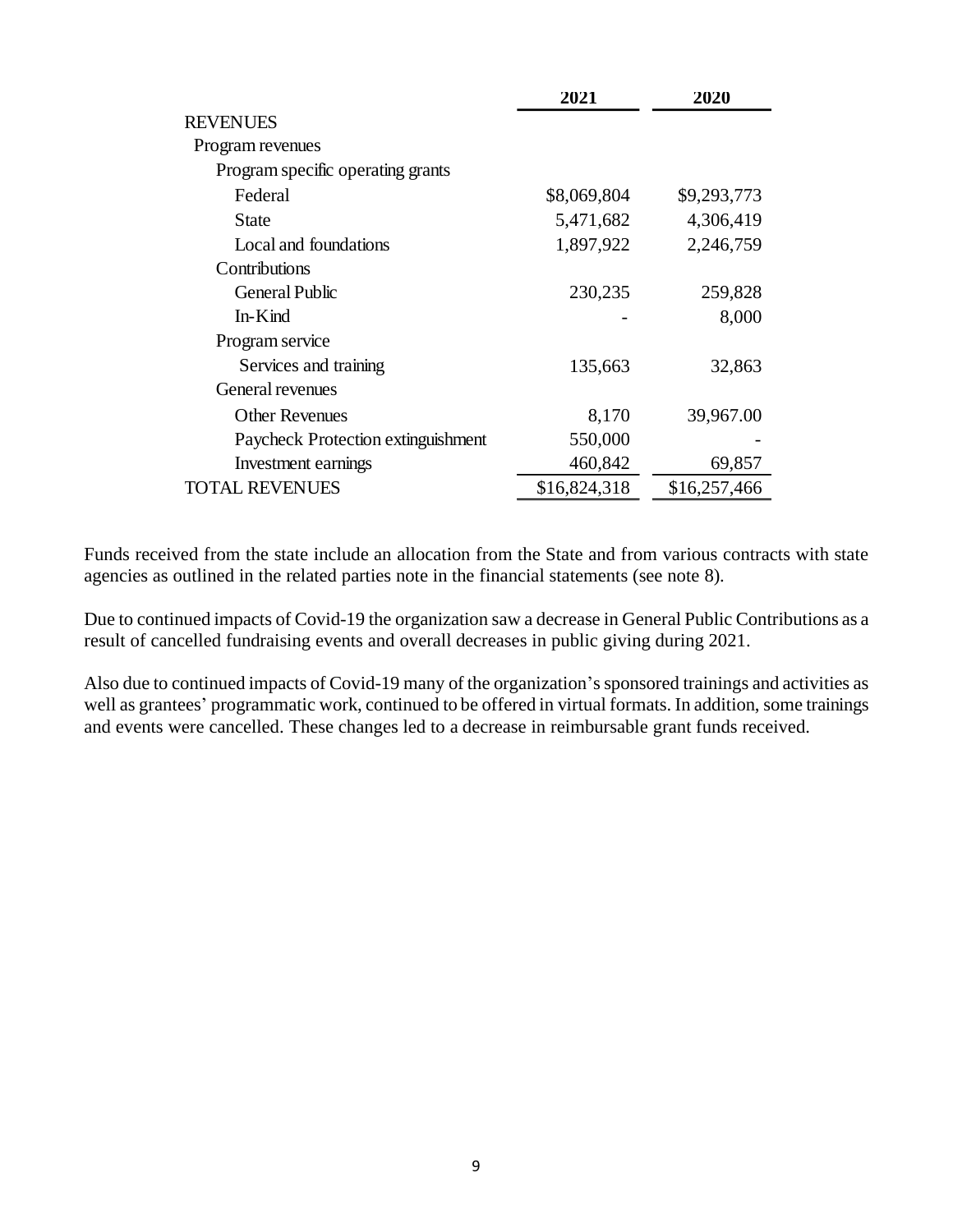| | 2021 | 2020 |
|---|---|---|
| REVENUES | | |
| Program revenues | | |
| Program specific operating grants | | |
| Federal | $8,069,804 | $9,293,773 |
| State | 5,471,682 | 4,306,419 |
| Local and foundations | 1,897,922 | 2,246,759 |
| Contributions | | |
| General Public | 230,235 | 259,828 |
| In-Kind | - | 8,000 |
| Program service | | |
| Services and training | 135,663 | 32,863 |
| General revenues | | |
| Other Revenues | 8,170 | 39,967.00 |
| Paycheck Protection extinguishment | 550,000 | - |
| Investment earnings | 460,842 | 69,857 |
| TOTAL REVENUES | $16,824,318 | $16,257,466 |

Funds received from the state include an allocation from the State and from various contracts with state agencies as outlined in the related parties note in the financial statements (see note 8).

Due to continued impacts of Covid-19 the organization saw a decrease in General Public Contributions as a result of cancelled fundraising events and overall decreases in public giving during 2021.

Also due to continued impacts of Covid-19 many of the organization's sponsored trainings and activities as well as grantees' programmatic work, continued to be offered in virtual formats. In addition, some trainings and events were cancelled. These changes led to a decrease in reimbursable grant funds received.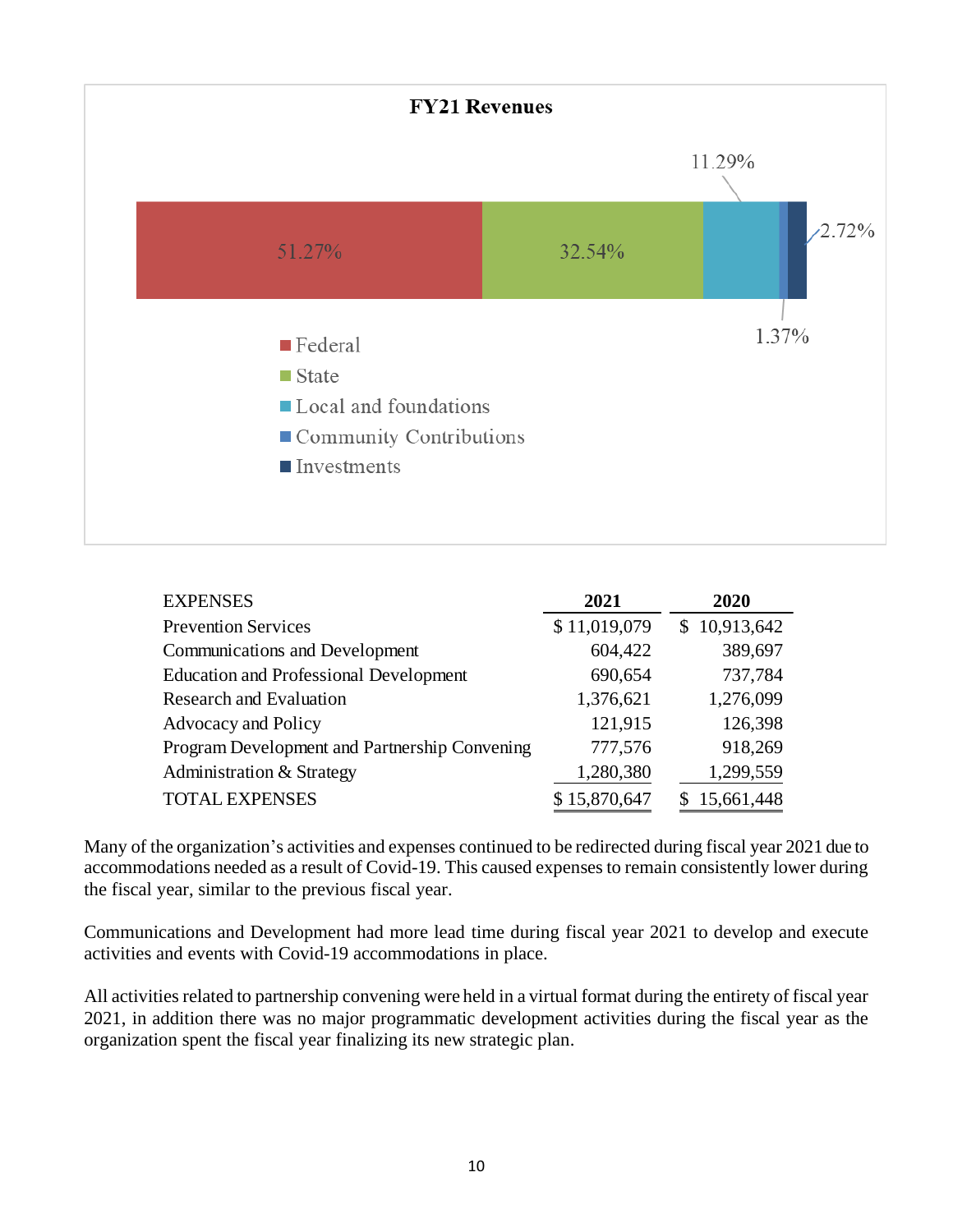**FY21 Revenues**

| Source | Percentage |
|---|---|
| Federal | 51.27% |
| State | 32.54% |
| Local and foundations | 11.29% |
| Community Contributions | 1.37% |
| Investments | 2.72% |

| EXPENSES | 2021 | 2020 |
|---|---|---|
| Prevention Services | $ 11,019,079 | $ 10,913,642 |
| Communications and Development | 604,422 | 389,697 |
| Education and Professional Development | 690,654 | 737,784 |
| Research and Evaluation | 1,376,621 | 1,276,099 |
| Advocacy and Policy | 121,915 | 126,398 |
| Program Development and Partnership Convening | 777,576 | 918,269 |
| Administration & Strategy | 1,280,380 | 1,299,559 |
| TOTAL EXPENSES | $ 15,870,647 | $ 15,661,448 |

Many of the organization's activities and expenses continued to be redirected during fiscal year 2021 due to accommodations needed as a result of Covid-19. This caused expenses to remain consistently lower during the fiscal year, similar to the previous fiscal year.

Communications and Development had more lead time during fiscal year 2021 to develop and execute activities and events with Covid-19 accommodations in place.

All activities related to partnership convening were held in a virtual format during the entirety of fiscal year 2021, in addition there was no major programmatic development activities during the fiscal year as the organization spent the fiscal year finalizing its new strategic plan.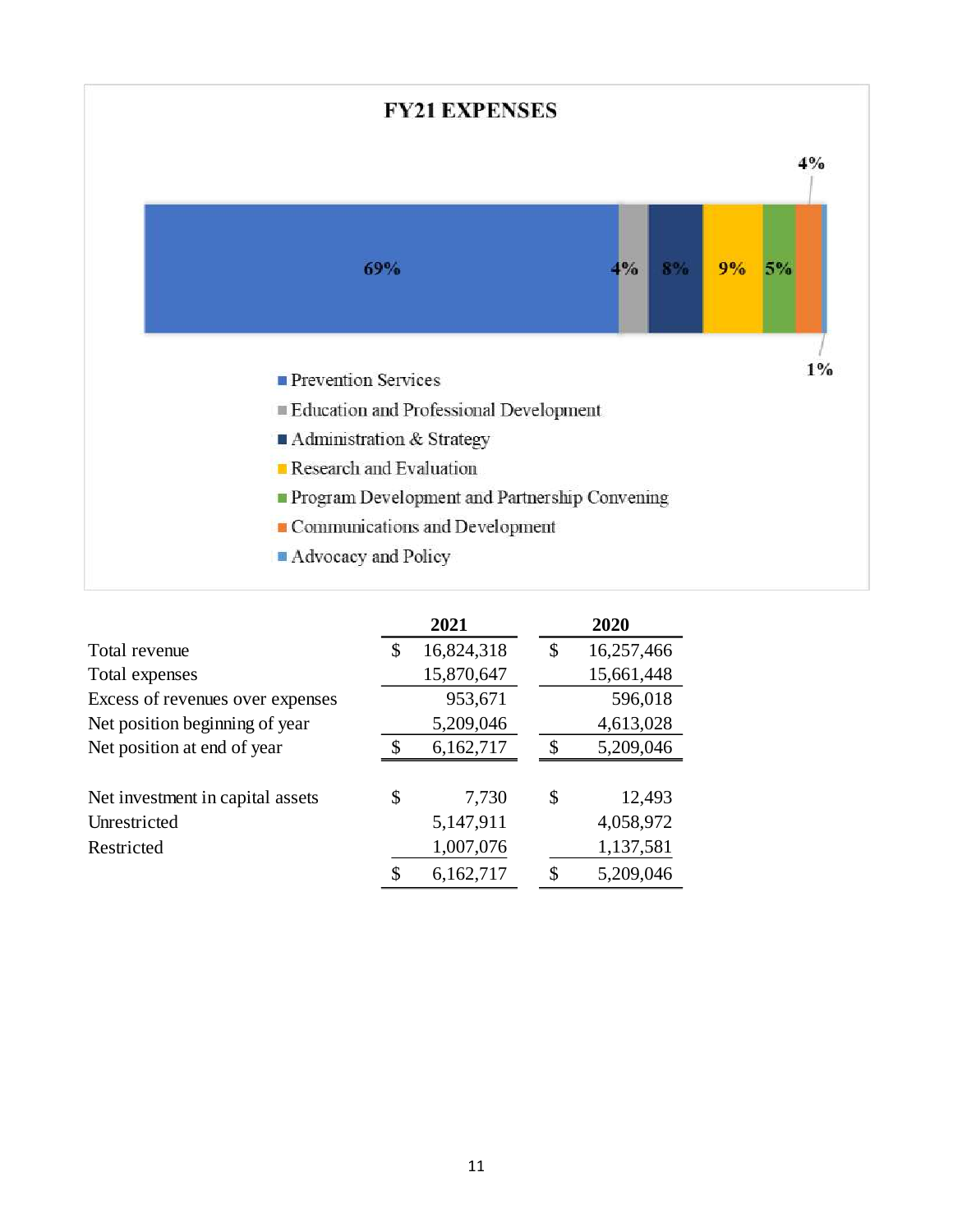**FY21 EXPENSES**

| Category | Percentage |
|---|---|
| Prevention Services | 69% |
| Education and Professional Development | 4% |
| Administration & Strategy | 8% |
| Research and Evaluation | 9% |
| Program Development and Partnership Convening | 5% |
| Communications and Development | 4% |
| Advocacy and Policy | 1% |

| | 2021 | 2020 |
|---|---|---|
| Total revenue | $ 16,824,318 | $ 16,257,466 |
| Total expenses | 15,870,647 | 15,661,448 |
| Excess of revenues over expenses | 953,671 | 596,018 |
| Net position beginning of year | 5,209,046 | 4,613,028 |
| Net position at end of year | $ 6,162,717 | $ 5,209,046 |
| | | |
| Net investment in capital assets | $ 7,730 | $ 12,493 |
| Unrestricted | 5,147,911 | 4,058,972 |
| Restricted | 1,007,076 | 1,137,581 |
| | $ 6,162,717 | $ 5,209,046 |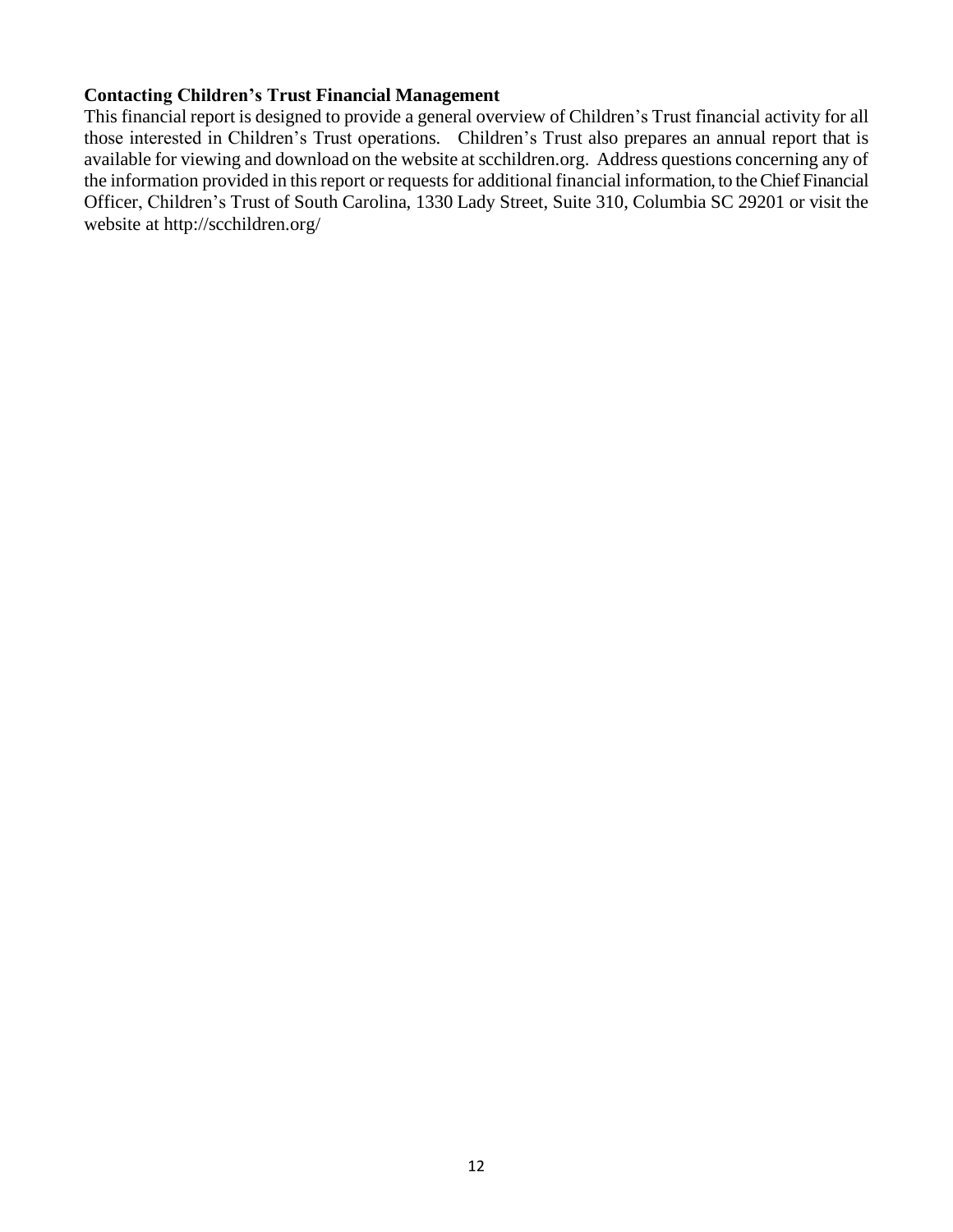**Contacting Children's Trust Financial Management**

This financial report is designed to provide a general overview of Children's Trust financial activity for all those interested in Children's Trust operations. Children's Trust also prepares an annual report that is available for viewing and download on the website at scchildren.org. Address questions concerning any of the information provided in this report or requests for additional financial information, to the Chief Financial Officer, Children's Trust of South Carolina, 1330 Lady Street, Suite 310, Columbia SC 29201 or visit the website at http://scchildren.org/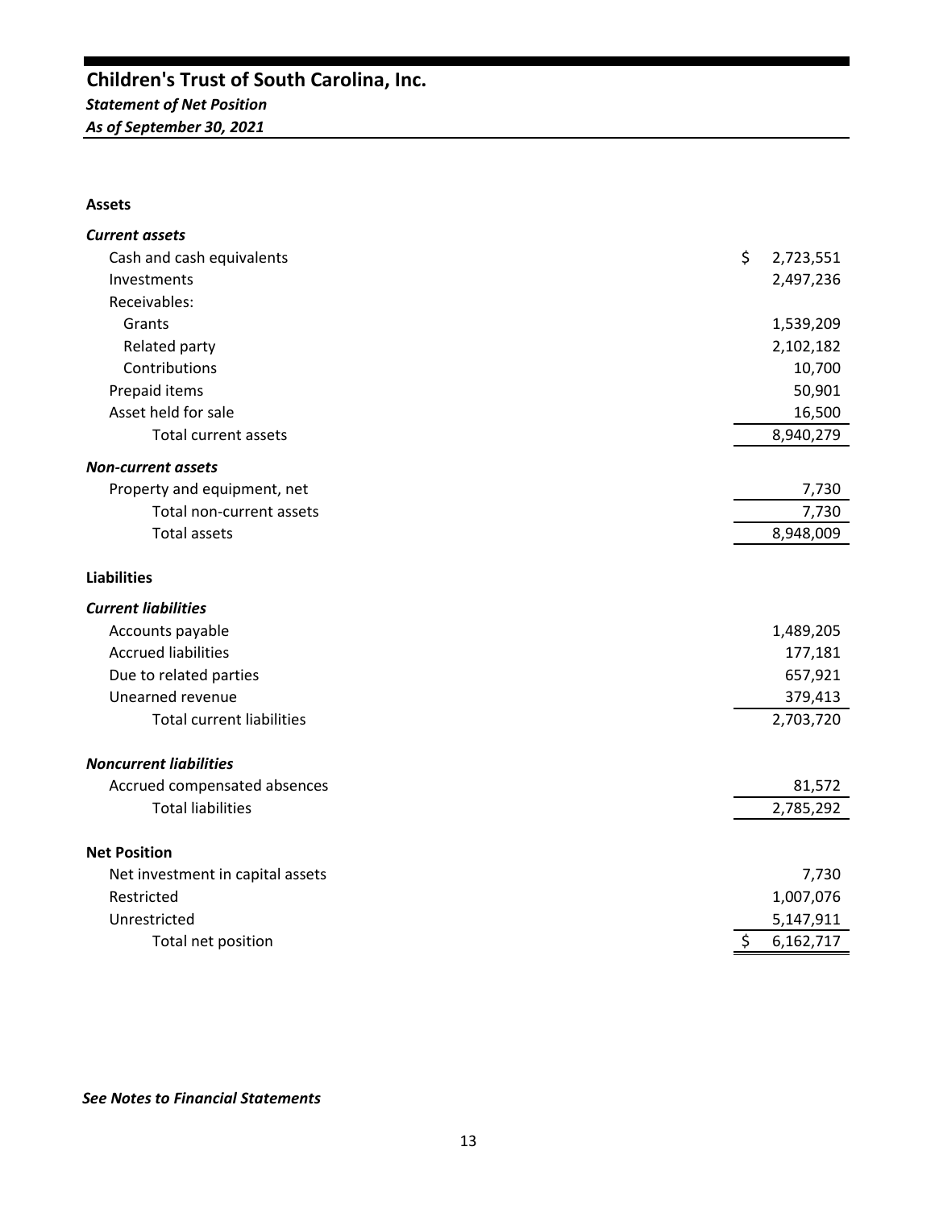# Children's Trust of South Carolina, Inc.

***Statement of Net Position***

***As of September 30, 2021***

| | |
|---|---|
| **Assets** | |
| ***Current assets*** | |
| Cash and cash equivalents | $ 2,723,551 |
| Investments | 2,497,236 |
| Receivables: | |
| Grants | 1,539,209 |
| Related party | 2,102,182 |
| Contributions | 10,700 |
| Prepaid items | 50,901 |
| Asset held for sale | 16,500 |
| Total current assets | 8,940,279 |
| ***Non-current assets*** | |
| Property and equipment, net | 7,730 |
| Total non-current assets | 7,730 |
| Total assets | 8,948,009 |
| **Liabilities** | |
| ***Current liabilities*** | |
| Accounts payable | 1,489,205 |
| Accrued liabilities | 177,181 |
| Due to related parties | 657,921 |
| Unearned revenue | 379,413 |
| Total current liabilities | 2,703,720 |
| ***Noncurrent liabilities*** | |
| Accrued compensated absences | 81,572 |
| Total liabilities | 2,785,292 |
| **Net Position** | |
| Net investment in capital assets | 7,730 |
| Restricted | 1,007,076 |
| Unrestricted | 5,147,911 |
| Total net position | $ 6,162,717 |

***See Notes to Financial Statements***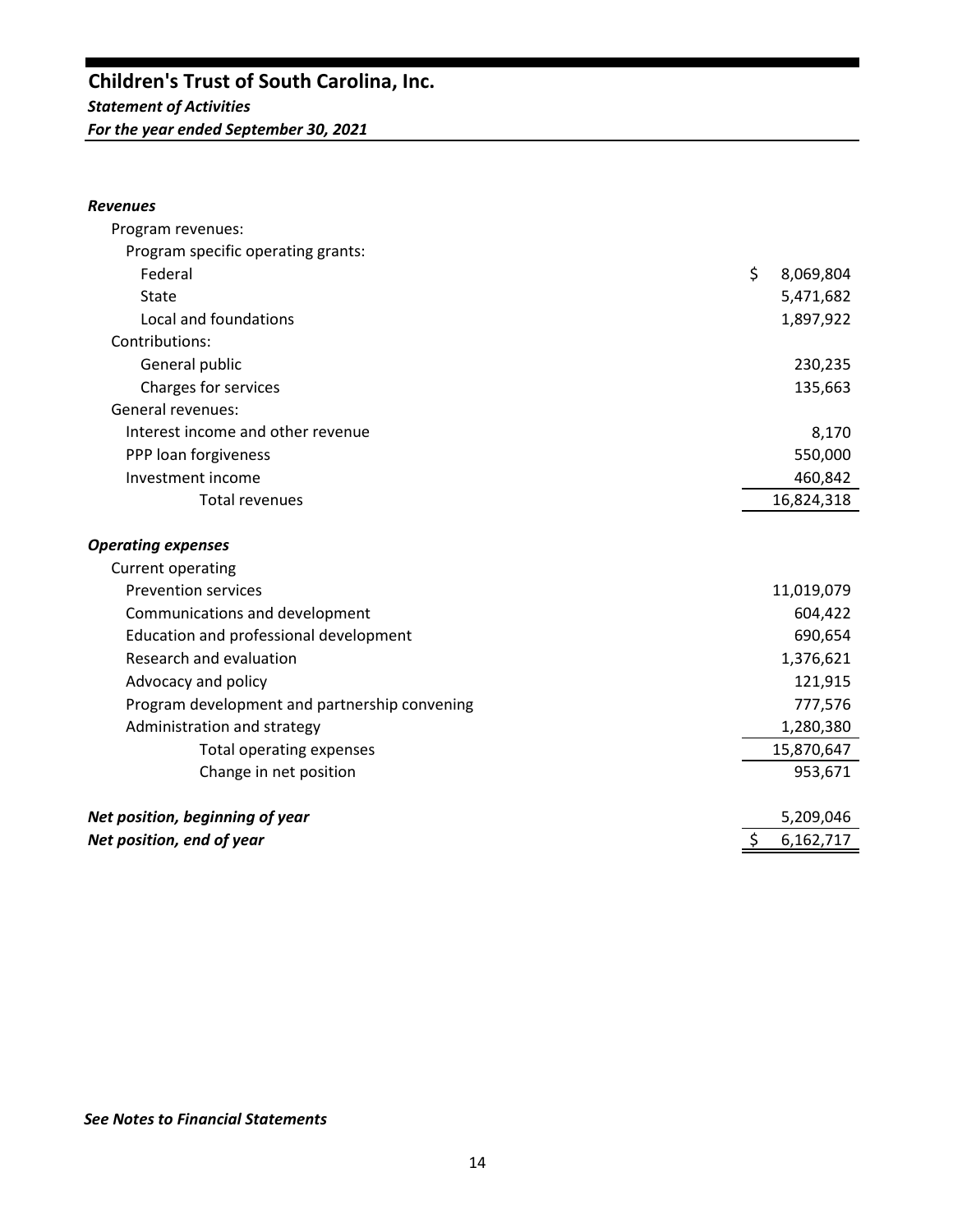# Children's Trust of South Carolina, Inc.

***Statement of Activities***

***For the year ended September 30, 2021***

| | |
|---|---|
| ***Revenues*** | |
| Program revenues: | |
| Program specific operating grants: | |
| Federal | $ 8,069,804 |
| State | 5,471,682 |
| Local and foundations | 1,897,922 |
| Contributions: | |
| General public | 230,235 |
| Charges for services | 135,663 |
| General revenues: | |
| Interest income and other revenue | 8,170 |
| PPP loan forgiveness | 550,000 |
| Investment income | 460,842 |
| Total revenues | 16,824,318 |
| ***Operating expenses*** | |
| Current operating | |
| Prevention services | 11,019,079 |
| Communications and development | 604,422 |
| Education and professional development | 690,654 |
| Research and evaluation | 1,376,621 |
| Advocacy and policy | 121,915 |
| Program development and partnership convening | 777,576 |
| Administration and strategy | 1,280,380 |
| Total operating expenses | 15,870,647 |
| Change in net position | 953,671 |
| ***Net position, beginning of year*** | 5,209,046 |
| ***Net position, end of year*** | $ 6,162,717 |

***See Notes to Financial Statements***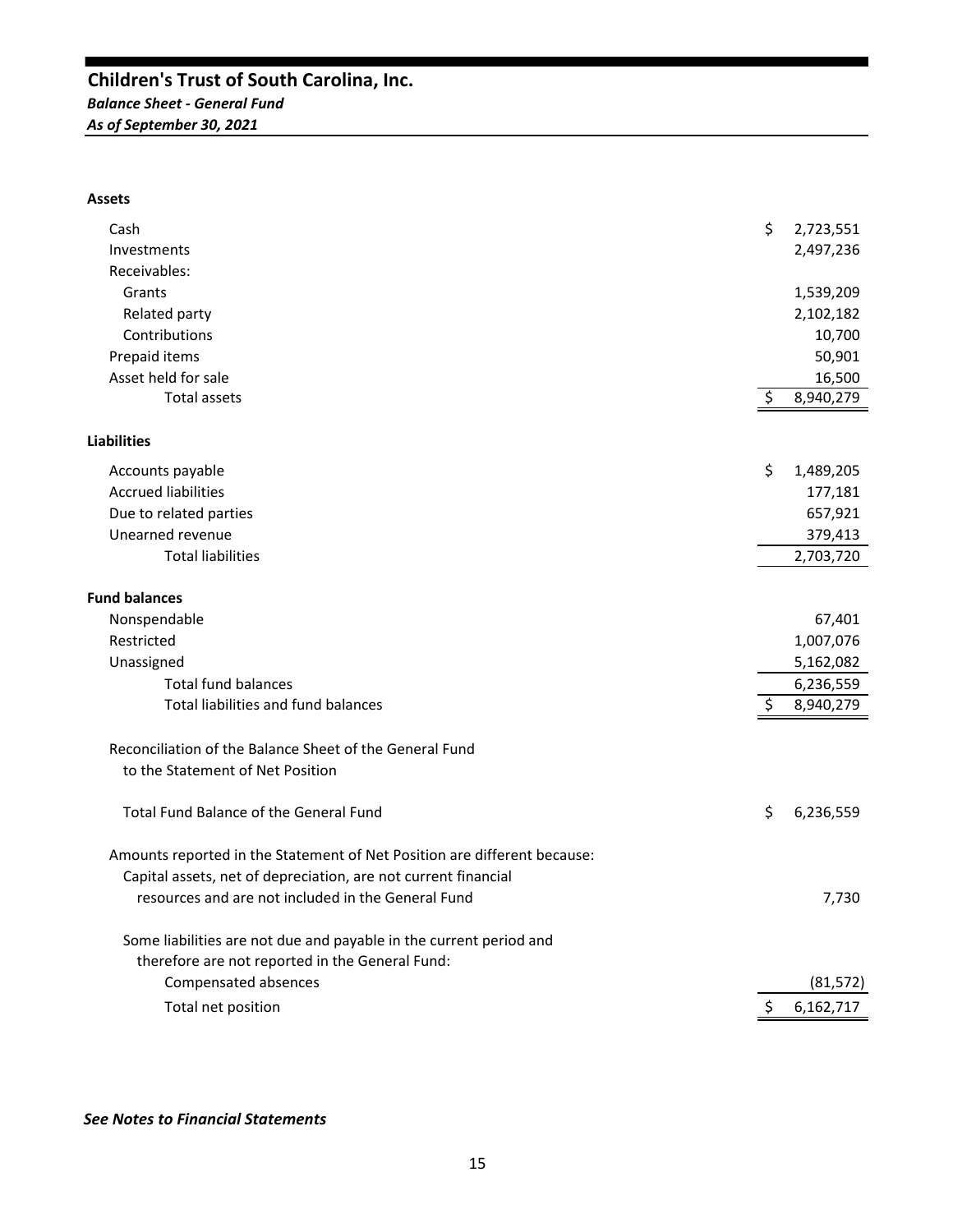# Children's Trust of South Carolina, Inc.

***Balance Sheet - General Fund***

***As of September 30, 2021***

| | |
|---|---|
| **Assets** | |
| Cash | $ 2,723,551 |
| Investments | 2,497,236 |
| Receivables: | |
| Grants | 1,539,209 |
| Related party | 2,102,182 |
| Contributions | 10,700 |
| Prepaid items | 50,901 |
| Asset held for sale | 16,500 |
| Total assets | $ 8,940,279 |
| **Liabilities** | |
| Accounts payable | $ 1,489,205 |
| Accrued liabilities | 177,181 |
| Due to related parties | 657,921 |
| Unearned revenue | 379,413 |
| Total liabilities | 2,703,720 |
| **Fund balances** | |
| Nonspendable | 67,401 |
| Restricted | 1,007,076 |
| Unassigned | 5,162,082 |
| Total fund balances | 6,236,559 |
| Total liabilities and fund balances | $ 8,940,279 |

| | |
|---|---|
| Reconciliation of the Balance Sheet of the General Fund to the Statement of Net Position | |
| Total Fund Balance of the General Fund | $ 6,236,559 |
| Amounts reported in the Statement of Net Position are different because: | |
| Capital assets, net of depreciation, are not current financial resources and are not included in the General Fund | 7,730 |
| Some liabilities are not due and payable in the current period and therefore are not reported in the General Fund: | |
| Compensated absences | (81,572) |
| Total net position | $ 6,162,717 |

***See Notes to Financial Statements***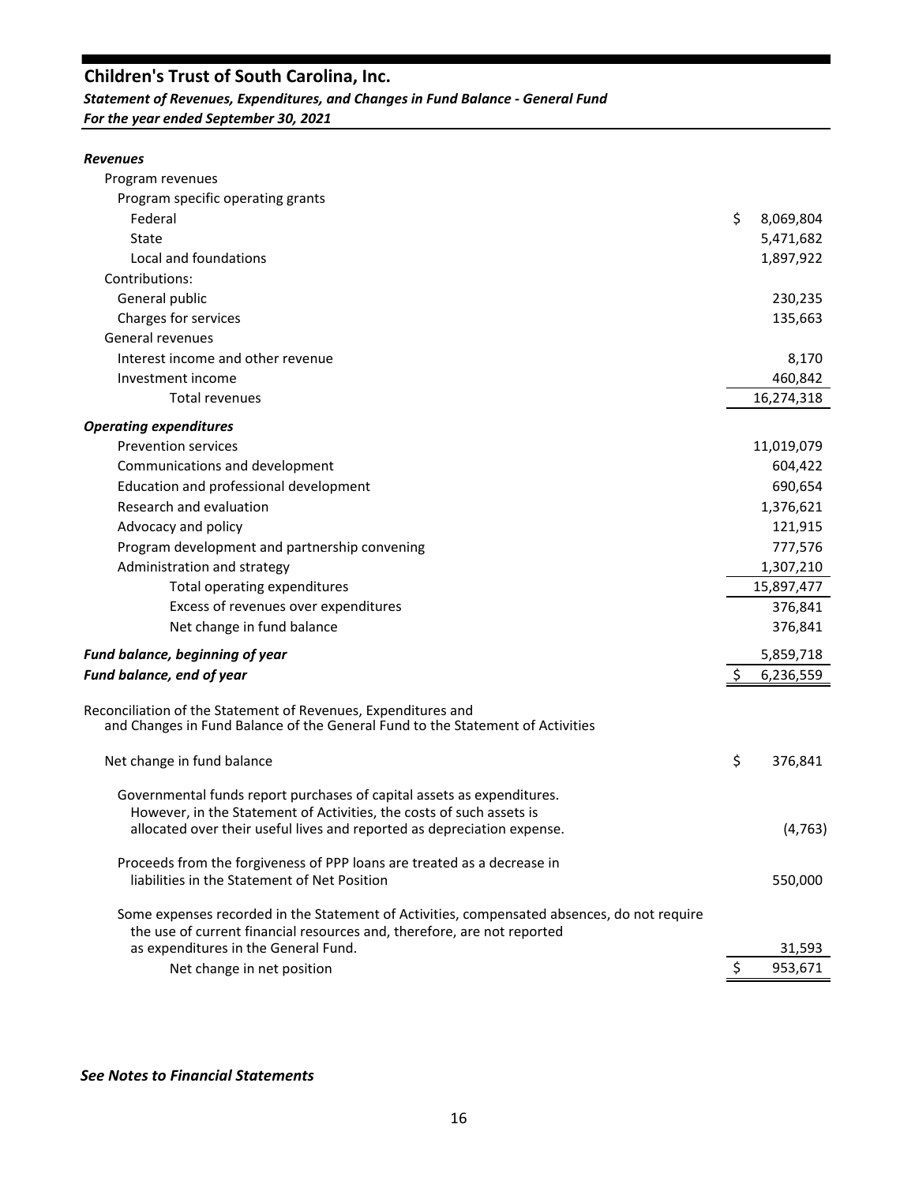# Children's Trust of South Carolina, Inc.

***Statement of Revenues, Expenditures, and Changes in Fund Balance - General Fund***

***For the year ended September 30, 2021***

| | |
|---|---|
| ***Revenues*** | |
| Program revenues | |
| Program specific operating grants | |
| Federal | $ 8,069,804 |
| State | 5,471,682 |
| Local and foundations | 1,897,922 |
| Contributions: | |
| General public | 230,235 |
| Charges for services | 135,663 |
| General revenues | |
| Interest income and other revenue | 8,170 |
| Investment income | 460,842 |
| Total revenues | 16,274,318 |
| ***Operating expenditures*** | |
| Prevention services | 11,019,079 |
| Communications and development | 604,422 |
| Education and professional development | 690,654 |
| Research and evaluation | 1,376,621 |
| Advocacy and policy | 121,915 |
| Program development and partnership convening | 777,576 |
| Administration and strategy | 1,307,210 |
| Total operating expenditures | 15,897,477 |
| Excess of revenues over expenditures | 376,841 |
| Net change in fund balance | 376,841 |
| ***Fund balance, beginning of year*** | 5,859,718 |
| ***Fund balance, end of year*** | $ 6,236,559 |

Reconciliation of the Statement of Revenues, Expenditures and and Changes in Fund Balance of the General Fund to the Statement of Activities

| | |
|---|---|
| Net change in fund balance | $ 376,841 |
| Governmental funds report purchases of capital assets as expenditures. However, in the Statement of Activities, the costs of such assets is allocated over their useful lives and reported as depreciation expense. | (4,763) |
| Proceeds from the forgiveness of PPP loans are treated as a decrease in liabilities in the Statement of Net Position | 550,000 |
| Some expenses recorded in the Statement of Activities, compensated absences, do not require the use of current financial resources and, therefore, are not reported as expenditures in the General Fund. | 31,593 |
| Net change in net position | $ 953,671 |

***See Notes to Financial Statements***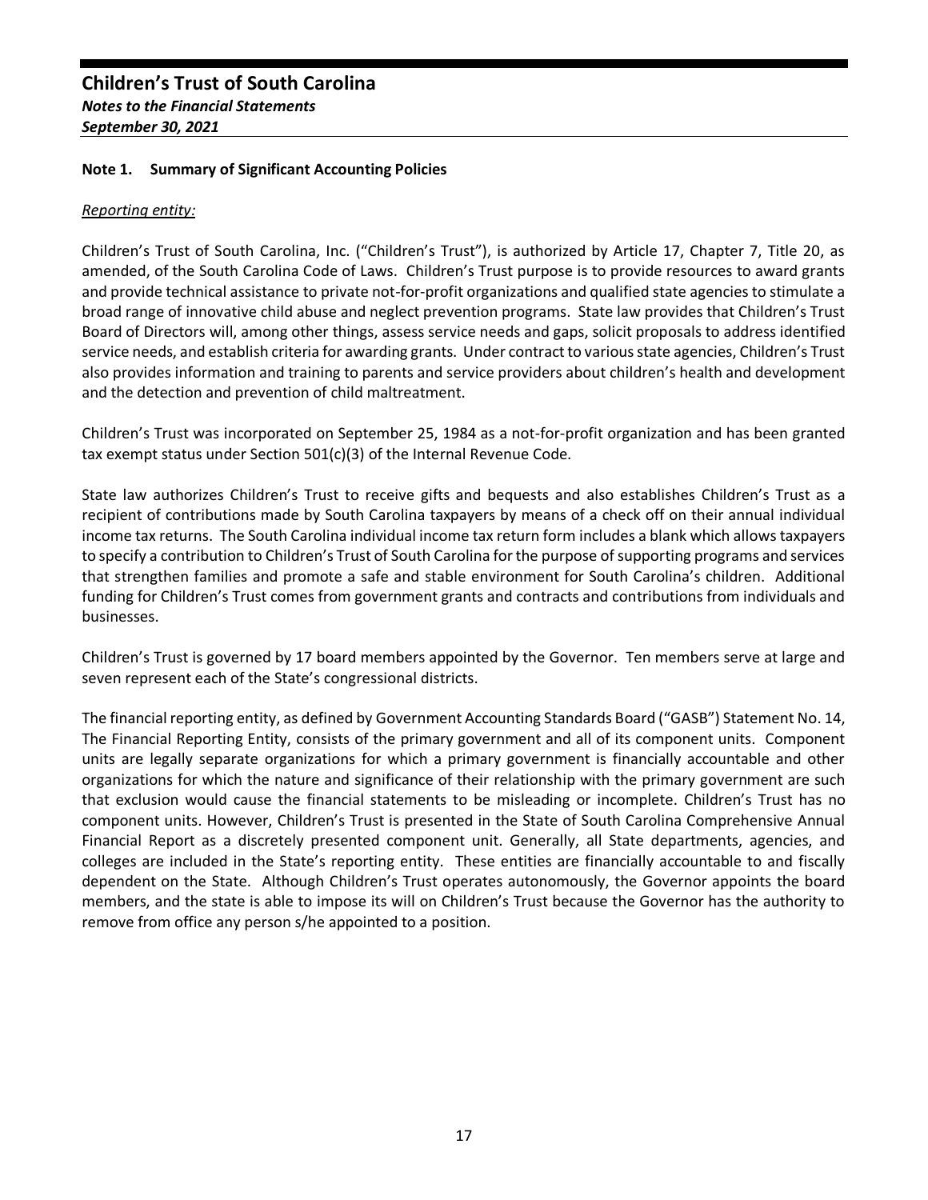# Children's Trust of South Carolina

***Notes to the Financial Statements***

***September 30, 2021***

## Note 1. Summary of Significant Accounting Policies

*Reporting entity:*

Children's Trust of South Carolina, Inc. ("Children's Trust"), is authorized by Article 17, Chapter 7, Title 20, as amended, of the South Carolina Code of Laws. Children's Trust purpose is to provide resources to award grants and provide technical assistance to private not-for-profit organizations and qualified state agencies to stimulate a broad range of innovative child abuse and neglect prevention programs. State law provides that Children's Trust Board of Directors will, among other things, assess service needs and gaps, solicit proposals to address identified service needs, and establish criteria for awarding grants. Under contract to various state agencies, Children's Trust also provides information and training to parents and service providers about children's health and development and the detection and prevention of child maltreatment.

Children's Trust was incorporated on September 25, 1984 as a not-for-profit organization and has been granted tax exempt status under Section 501(c)(3) of the Internal Revenue Code.

State law authorizes Children's Trust to receive gifts and bequests and also establishes Children's Trust as a recipient of contributions made by South Carolina taxpayers by means of a check off on their annual individual income tax returns. The South Carolina individual income tax return form includes a blank which allows taxpayers to specify a contribution to Children's Trust of South Carolina for the purpose of supporting programs and services that strengthen families and promote a safe and stable environment for South Carolina's children. Additional funding for Children's Trust comes from government grants and contracts and contributions from individuals and businesses.

Children's Trust is governed by 17 board members appointed by the Governor. Ten members serve at large and seven represent each of the State's congressional districts.

The financial reporting entity, as defined by Government Accounting Standards Board ("GASB") Statement No. 14, The Financial Reporting Entity, consists of the primary government and all of its component units. Component units are legally separate organizations for which a primary government is financially accountable and other organizations for which the nature and significance of their relationship with the primary government are such that exclusion would cause the financial statements to be misleading or incomplete. Children's Trust has no component units. However, Children's Trust is presented in the State of South Carolina Comprehensive Annual Financial Report as a discretely presented component unit. Generally, all State departments, agencies, and colleges are included in the State's reporting entity. These entities are financially accountable to and fiscally dependent on the State. Although Children's Trust operates autonomously, the Governor appoints the board members, and the state is able to impose its will on Children's Trust because the Governor has the authority to remove from office any person s/he appointed to a position.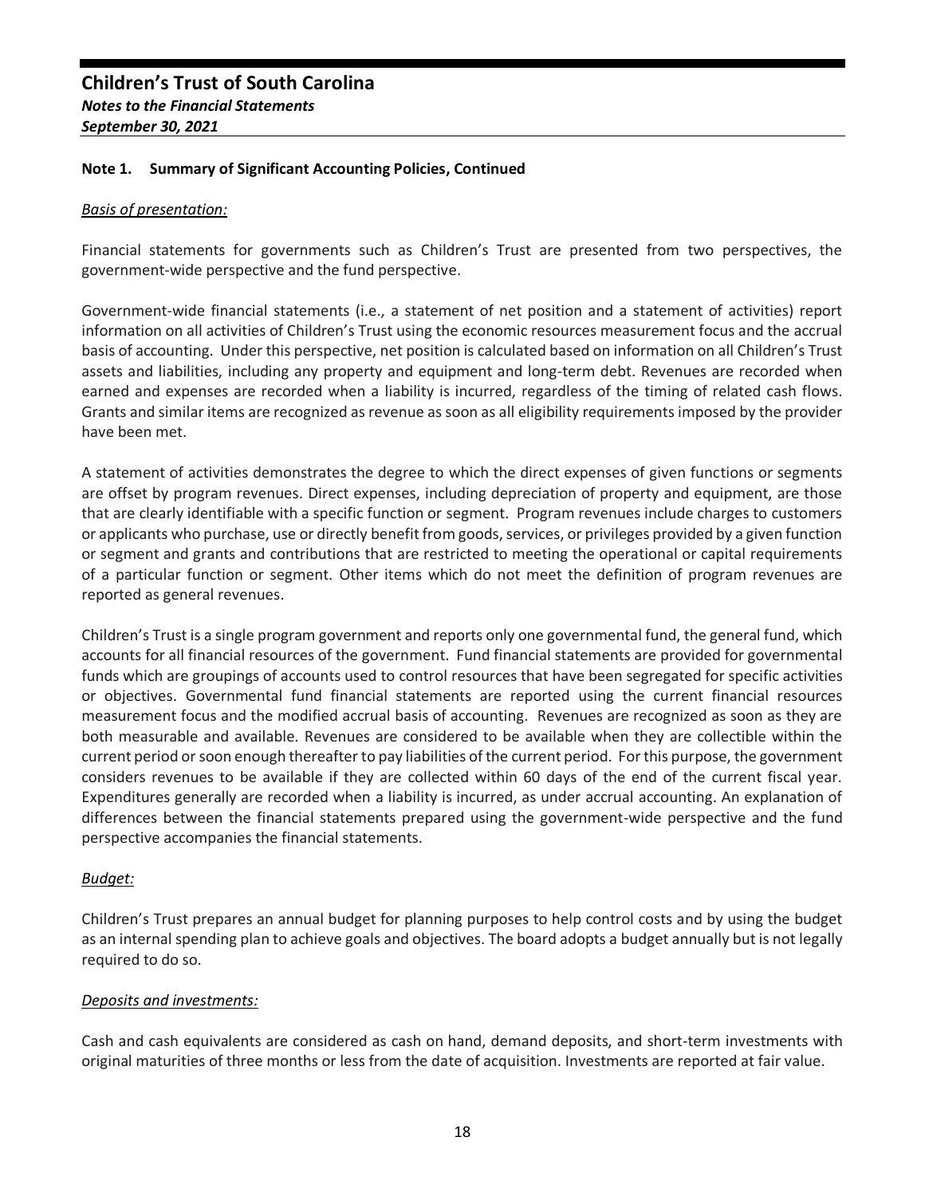## Note 1. Summary of Significant Accounting Policies, Continued

*Basis of presentation:*

Financial statements for governments such as Children's Trust are presented from two perspectives, the government-wide perspective and the fund perspective.

Government-wide financial statements (i.e., a statement of net position and a statement of activities) report information on all activities of Children's Trust using the economic resources measurement focus and the accrual basis of accounting. Under this perspective, net position is calculated based on information on all Children's Trust assets and liabilities, including any property and equipment and long-term debt. Revenues are recorded when earned and expenses are recorded when a liability is incurred, regardless of the timing of related cash flows. Grants and similar items are recognized as revenue as soon as all eligibility requirements imposed by the provider have been met.

A statement of activities demonstrates the degree to which the direct expenses of given functions or segments are offset by program revenues. Direct expenses, including depreciation of property and equipment, are those that are clearly identifiable with a specific function or segment. Program revenues include charges to customers or applicants who purchase, use or directly benefit from goods, services, or privileges provided by a given function or segment and grants and contributions that are restricted to meeting the operational or capital requirements of a particular function or segment. Other items which do not meet the definition of program revenues are reported as general revenues.

Children's Trust is a single program government and reports only one governmental fund, the general fund, which accounts for all financial resources of the government. Fund financial statements are provided for governmental funds which are groupings of accounts used to control resources that have been segregated for specific activities or objectives. Governmental fund financial statements are reported using the current financial resources measurement focus and the modified accrual basis of accounting. Revenues are recognized as soon as they are both measurable and available. Revenues are considered to be available when they are collectible within the current period or soon enough thereafter to pay liabilities of the current period. For this purpose, the government considers revenues to be available if they are collected within 60 days of the end of the current fiscal year. Expenditures generally are recorded when a liability is incurred, as under accrual accounting. An explanation of differences between the financial statements prepared using the government-wide perspective and the fund perspective accompanies the financial statements.

*Budget:*

Children's Trust prepares an annual budget for planning purposes to help control costs and by using the budget as an internal spending plan to achieve goals and objectives. The board adopts a budget annually but is not legally required to do so.

*Deposits and investments:*

Cash and cash equivalents are considered as cash on hand, demand deposits, and short-term investments with original maturities of three months or less from the date of acquisition. Investments are reported at fair value.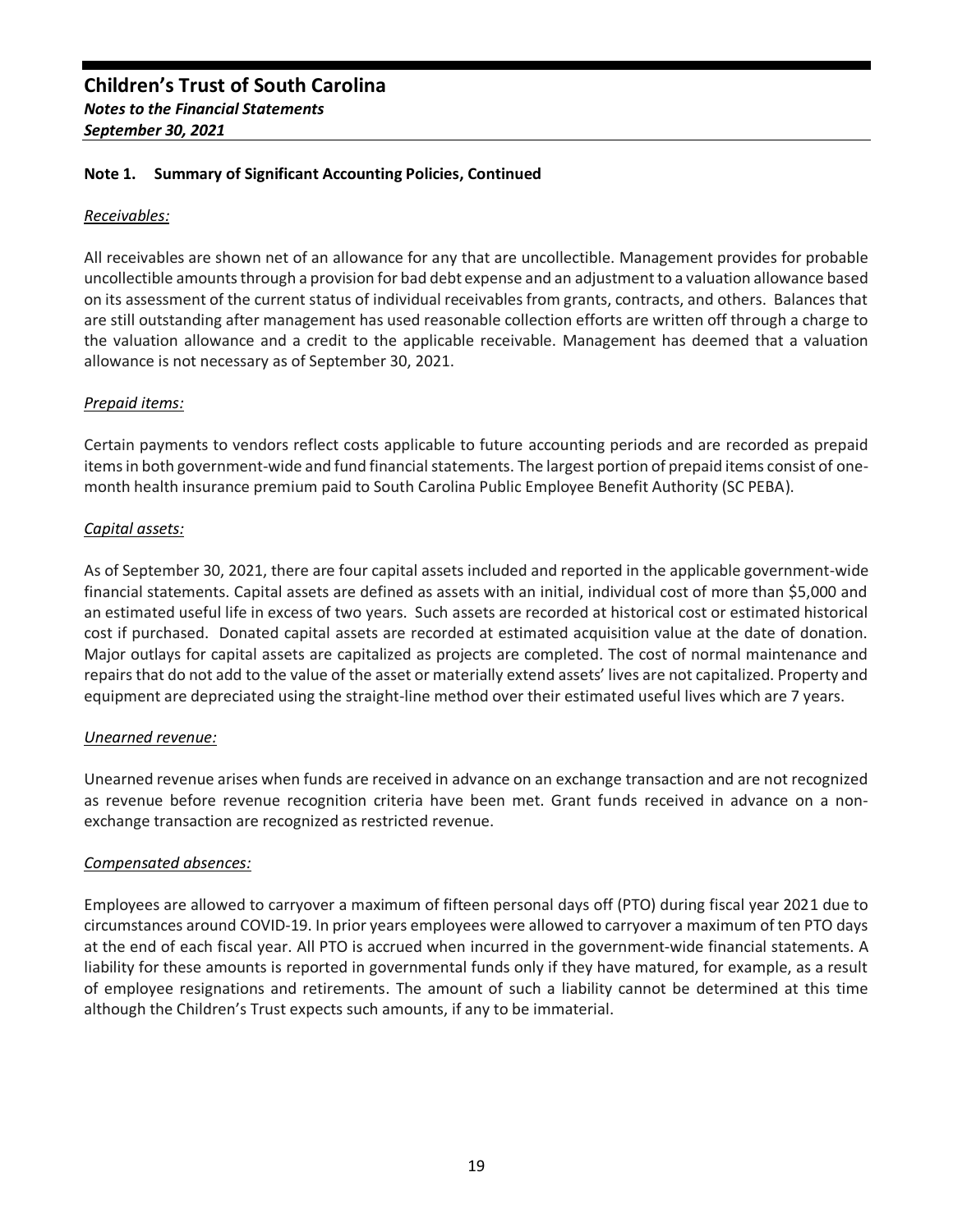#### Note 1. Summary of Significant Accounting Policies, Continued

*Receivables:*

All receivables are shown net of an allowance for any that are uncollectible. Management provides for probable uncollectible amounts through a provision for bad debt expense and an adjustment to a valuation allowance based on its assessment of the current status of individual receivables from grants, contracts, and others. Balances that are still outstanding after management has used reasonable collection efforts are written off through a charge to the valuation allowance and a credit to the applicable receivable. Management has deemed that a valuation allowance is not necessary as of September 30, 2021.

*Prepaid items:*

Certain payments to vendors reflect costs applicable to future accounting periods and are recorded as prepaid items in both government-wide and fund financial statements. The largest portion of prepaid items consist of one-month health insurance premium paid to South Carolina Public Employee Benefit Authority (SC PEBA).

*Capital assets:*

As of September 30, 2021, there are four capital assets included and reported in the applicable government-wide financial statements. Capital assets are defined as assets with an initial, individual cost of more than $5,000 and an estimated useful life in excess of two years. Such assets are recorded at historical cost or estimated historical cost if purchased. Donated capital assets are recorded at estimated acquisition value at the date of donation. Major outlays for capital assets are capitalized as projects are completed. The cost of normal maintenance and repairs that do not add to the value of the asset or materially extend assets' lives are not capitalized. Property and equipment are depreciated using the straight-line method over their estimated useful lives which are 7 years.

*Unearned revenue:*

Unearned revenue arises when funds are received in advance on an exchange transaction and are not recognized as revenue before revenue recognition criteria have been met. Grant funds received in advance on a non-exchange transaction are recognized as restricted revenue.

*Compensated absences:*

Employees are allowed to carryover a maximum of fifteen personal days off (PTO) during fiscal year 2021 due to circumstances around COVID-19. In prior years employees were allowed to carryover a maximum of ten PTO days at the end of each fiscal year. All PTO is accrued when incurred in the government-wide financial statements. A liability for these amounts is reported in governmental funds only if they have matured, for example, as a result of employee resignations and retirements. The amount of such a liability cannot be determined at this time although the Children's Trust expects such amounts, if any to be immaterial.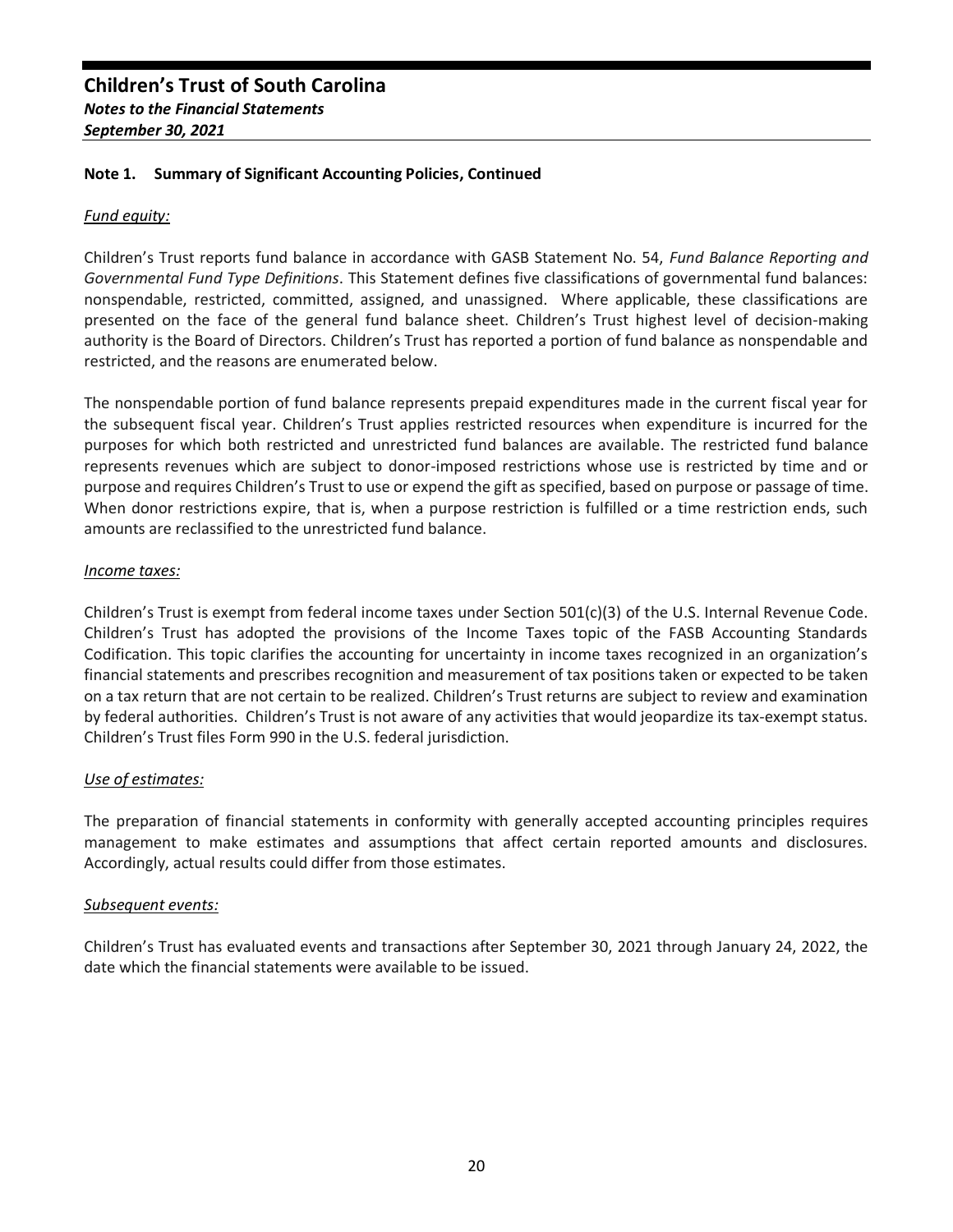# Children's Trust of South Carolina

***Notes to the Financial Statements***

***September 30, 2021***

## Note 1. Summary of Significant Accounting Policies, Continued

*Fund equity:*

Children's Trust reports fund balance in accordance with GASB Statement No. 54, *Fund Balance Reporting and Governmental Fund Type Definitions*. This Statement defines five classifications of governmental fund balances: nonspendable, restricted, committed, assigned, and unassigned. Where applicable, these classifications are presented on the face of the general fund balance sheet. Children's Trust highest level of decision-making authority is the Board of Directors. Children's Trust has reported a portion of fund balance as nonspendable and restricted, and the reasons are enumerated below.

The nonspendable portion of fund balance represents prepaid expenditures made in the current fiscal year for the subsequent fiscal year. Children's Trust applies restricted resources when expenditure is incurred for the purposes for which both restricted and unrestricted fund balances are available. The restricted fund balance represents revenues which are subject to donor-imposed restrictions whose use is restricted by time and or purpose and requires Children's Trust to use or expend the gift as specified, based on purpose or passage of time. When donor restrictions expire, that is, when a purpose restriction is fulfilled or a time restriction ends, such amounts are reclassified to the unrestricted fund balance.

*Income taxes:*

Children's Trust is exempt from federal income taxes under Section 501(c)(3) of the U.S. Internal Revenue Code. Children's Trust has adopted the provisions of the Income Taxes topic of the FASB Accounting Standards Codification. This topic clarifies the accounting for uncertainty in income taxes recognized in an organization's financial statements and prescribes recognition and measurement of tax positions taken or expected to be taken on a tax return that are not certain to be realized. Children's Trust returns are subject to review and examination by federal authorities. Children's Trust is not aware of any activities that would jeopardize its tax-exempt status. Children's Trust files Form 990 in the U.S. federal jurisdiction.

*Use of estimates:*

The preparation of financial statements in conformity with generally accepted accounting principles requires management to make estimates and assumptions that affect certain reported amounts and disclosures. Accordingly, actual results could differ from those estimates.

*Subsequent events:*

Children's Trust has evaluated events and transactions after September 30, 2021 through January 24, 2022, the date which the financial statements were available to be issued.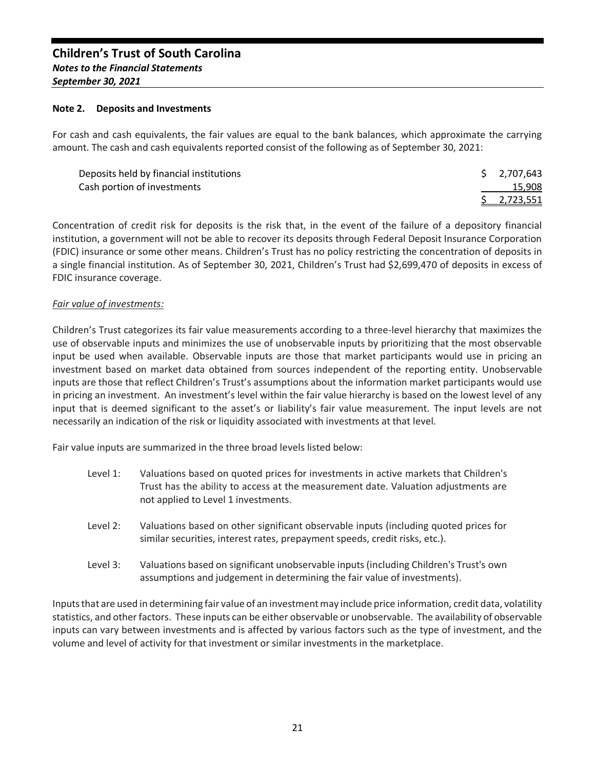## Note 2. Deposits and Investments

For cash and cash equivalents, the fair values are equal to the bank balances, which approximate the carrying amount. The cash and cash equivalents reported consist of the following as of September 30, 2021:

| | |
|---|---|
| Deposits held by financial institutions | $ 2,707,643 |
| Cash portion of investments | 15,908 |
| | $ 2,723,551 |

Concentration of credit risk for deposits is the risk that, in the event of the failure of a depository financial institution, a government will not be able to recover its deposits through Federal Deposit Insurance Corporation (FDIC) insurance or some other means. Children's Trust has no policy restricting the concentration of deposits in a single financial institution. As of September 30, 2021, Children's Trust had $2,699,470 of deposits in excess of FDIC insurance coverage.

*Fair value of investments:*

Children's Trust categorizes its fair value measurements according to a three-level hierarchy that maximizes the use of observable inputs and minimizes the use of unobservable inputs by prioritizing that the most observable input be used when available. Observable inputs are those that market participants would use in pricing an investment based on market data obtained from sources independent of the reporting entity. Unobservable inputs are those that reflect Children's Trust's assumptions about the information market participants would use in pricing an investment. An investment's level within the fair value hierarchy is based on the lowest level of any input that is deemed significant to the asset's or liability's fair value measurement. The input levels are not necessarily an indication of the risk or liquidity associated with investments at that level.

Fair value inputs are summarized in the three broad levels listed below:

- Level 1: Valuations based on quoted prices for investments in active markets that Children's Trust has the ability to access at the measurement date. Valuation adjustments are not applied to Level 1 investments.
- Level 2: Valuations based on other significant observable inputs (including quoted prices for similar securities, interest rates, prepayment speeds, credit risks, etc.).
- Level 3: Valuations based on significant unobservable inputs (including Children's Trust's own assumptions and judgement in determining the fair value of investments).

Inputs that are used in determining fair value of an investment may include price information, credit data, volatility statistics, and other factors. These inputs can be either observable or unobservable. The availability of observable inputs can vary between investments and is affected by various factors such as the type of investment, and the volume and level of activity for that investment or similar investments in the marketplace.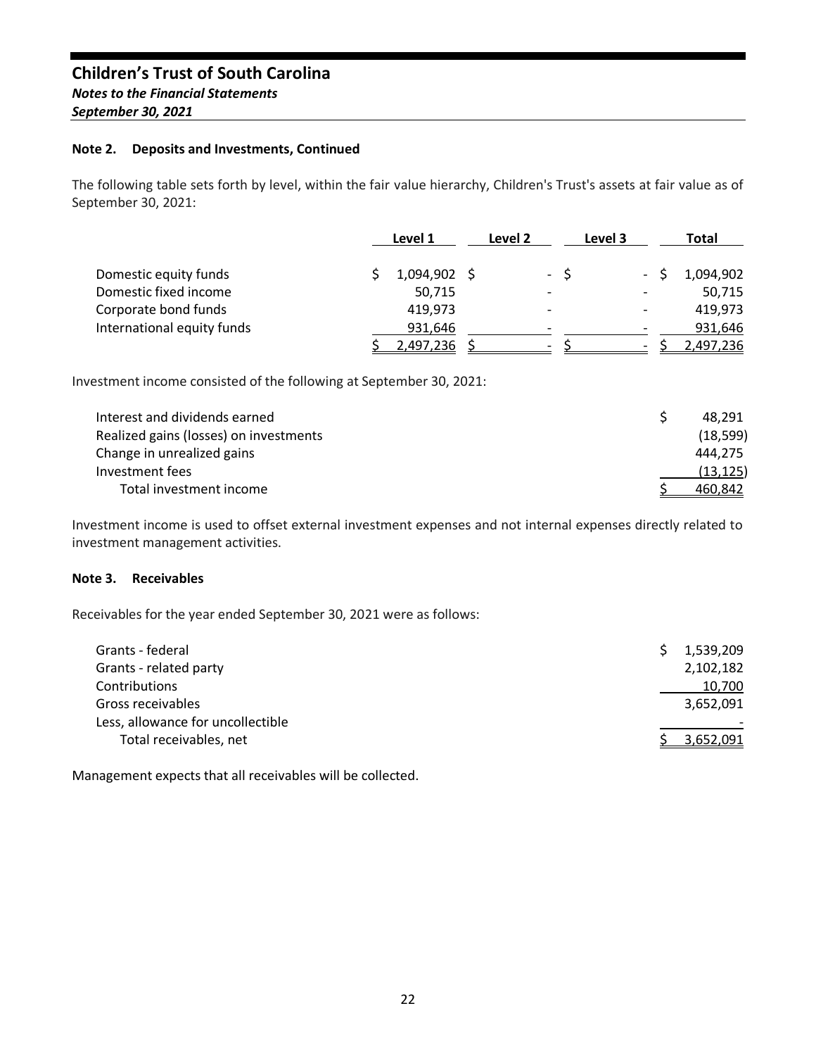## Note 2. Deposits and Investments, Continued

The following table sets forth by level, within the fair value hierarchy, Children's Trust's assets at fair value as of September 30, 2021:

| | Level 1 | Level 2 | Level 3 | Total |
|---|---|---|---|---|
| Domestic equity funds | $ 1,094,902 | $ - | $ - | $ 1,094,902 |
| Domestic fixed income | 50,715 | - | - | 50,715 |
| Corporate bond funds | 419,973 | - | - | 419,973 |
| International equity funds | 931,646 | - | - | 931,646 |
| | $ 2,497,236 | $ - | $ - | $ 2,497,236 |

Investment income consisted of the following at September 30, 2021:

| | |
|---|---|
| Interest and dividends earned | $ 48,291 |
| Realized gains (losses) on investments | (18,599) |
| Change in unrealized gains | 444,275 |
| Investment fees | (13,125) |
| Total investment income | $ 460,842 |

Investment income is used to offset external investment expenses and not internal expenses directly related to investment management activities.

## Note 3. Receivables

Receivables for the year ended September 30, 2021 were as follows:

| | |
|---|---|
| Grants - federal | $ 1,539,209 |
| Grants - related party | 2,102,182 |
| Contributions | 10,700 |
| Gross receivables | 3,652,091 |
| Less, allowance for uncollectible | - |
| Total receivables, net | $ 3,652,091 |

Management expects that all receivables will be collected.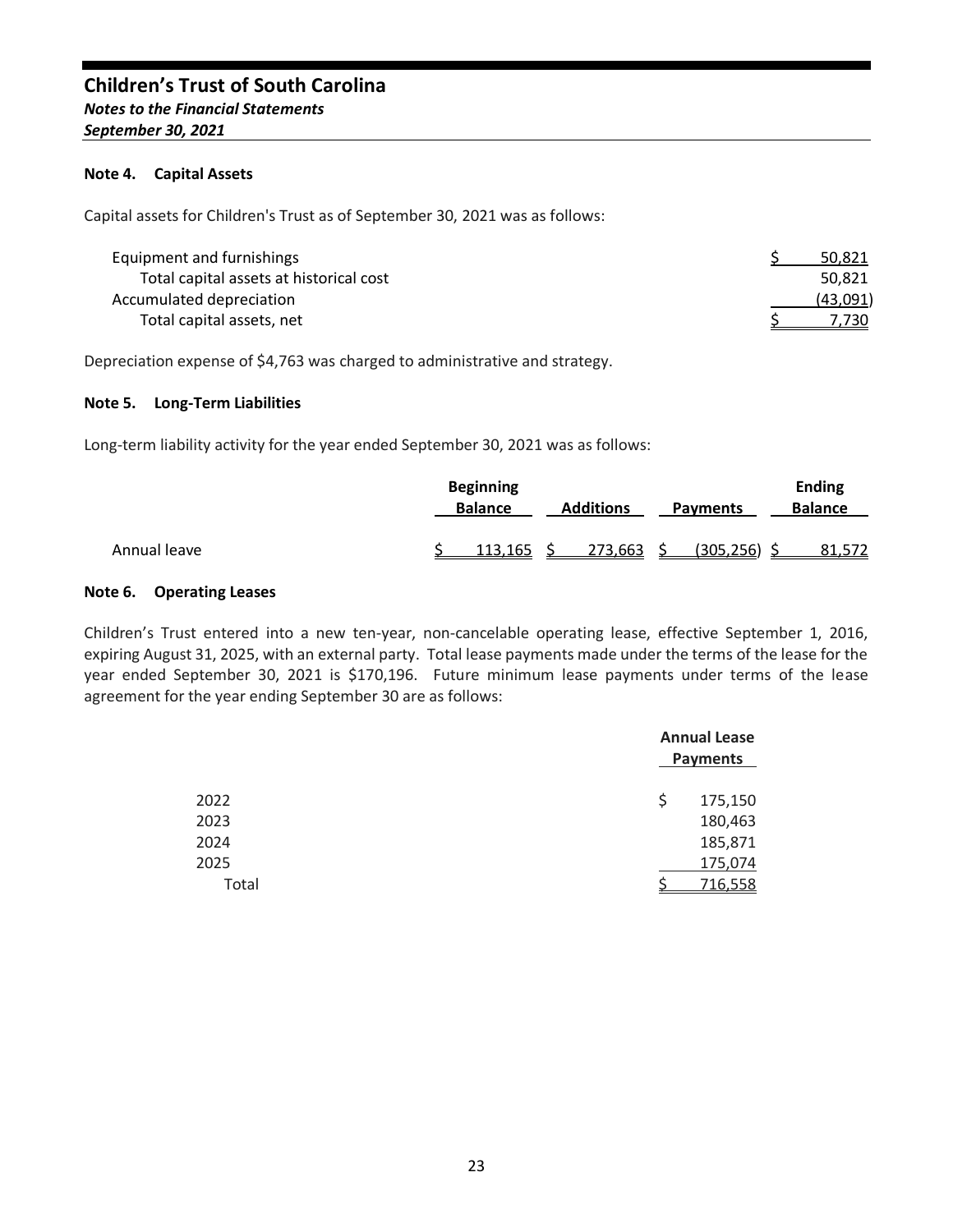## Children's Trust of South Carolina

*Notes to the Financial Statements*

*September 30, 2021*

### Note 4. Capital Assets

Capital assets for Children's Trust as of September 30, 2021 was as follows:

| | |
|---|---|
| Equipment and furnishings | $ 50,821 |
| Total capital assets at historical cost | 50,821 |
| Accumulated depreciation | (43,091) |
| Total capital assets, net | $ 7,730 |

Depreciation expense of $4,763 was charged to administrative and strategy.

### Note 5. Long-Term Liabilities

Long-term liability activity for the year ended September 30, 2021 was as follows:

| | Beginning Balance | Additions | Payments | Ending Balance |
|---|---|---|---|---|
| Annual leave | $ 113,165 | $ 273,663 | $ (305,256) | $ 81,572 |

### Note 6. Operating Leases

Children's Trust entered into a new ten-year, non-cancelable operating lease, effective September 1, 2016, expiring August 31, 2025, with an external party. Total lease payments made under the terms of the lease for the year ended September 30, 2021 is $170,196. Future minimum lease payments under terms of the lease agreement for the year ending September 30 are as follows:

| | Annual Lease Payments |
|---|---|
| 2022 | $ 175,150 |
| 2023 | 180,463 |
| 2024 | 185,871 |
| 2025 | 175,074 |
| Total | $ 716,558 |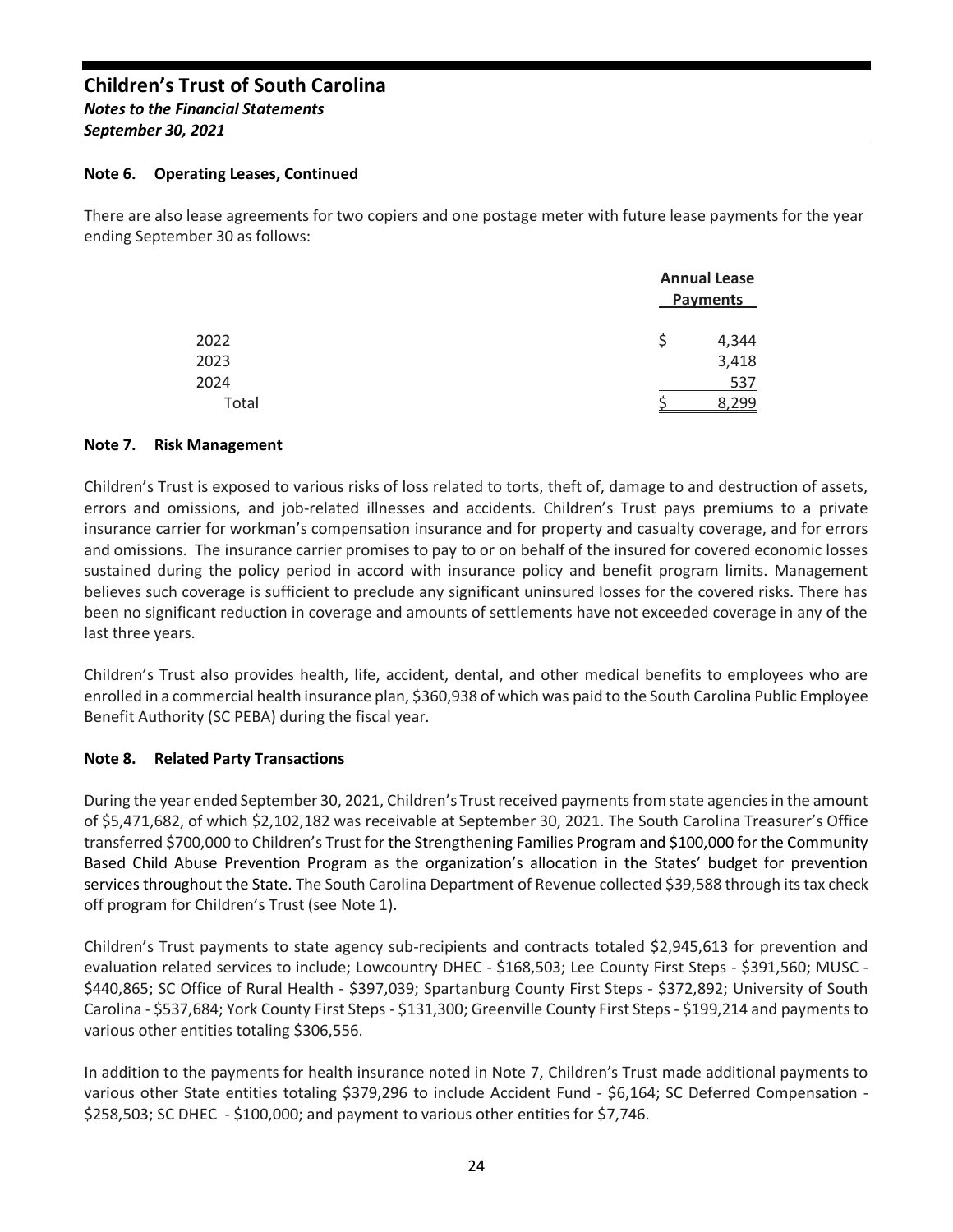**Note 6. Operating Leases, Continued**

There are also lease agreements for two copiers and one postage meter with future lease payments for the year ending September 30 as follows:

| | Annual Lease Payments |
|---|---|
| 2022 | $ 4,344 |
| 2023 | 3,418 |
| 2024 | 537 |
| Total | $ 8,299 |

**Note 7. Risk Management**

Children's Trust is exposed to various risks of loss related to torts, theft of, damage to and destruction of assets, errors and omissions, and job-related illnesses and accidents. Children's Trust pays premiums to a private insurance carrier for workman's compensation insurance and for property and casualty coverage, and for errors and omissions. The insurance carrier promises to pay to or on behalf of the insured for covered economic losses sustained during the policy period in accord with insurance policy and benefit program limits. Management believes such coverage is sufficient to preclude any significant uninsured losses for the covered risks. There has been no significant reduction in coverage and amounts of settlements have not exceeded coverage in any of the last three years.

Children's Trust also provides health, life, accident, dental, and other medical benefits to employees who are enrolled in a commercial health insurance plan, $360,938 of which was paid to the South Carolina Public Employee Benefit Authority (SC PEBA) during the fiscal year.

**Note 8. Related Party Transactions**

During the year ended September 30, 2021, Children's Trust received payments from state agencies in the amount of $5,471,682, of which $2,102,182 was receivable at September 30, 2021. The South Carolina Treasurer's Office transferred $700,000 to Children's Trust for the Strengthening Families Program and $100,000 for the Community Based Child Abuse Prevention Program as the organization's allocation in the States' budget for prevention services throughout the State. The South Carolina Department of Revenue collected $39,588 through its tax check off program for Children's Trust (see Note 1).

Children's Trust payments to state agency sub-recipients and contracts totaled $2,945,613 for prevention and evaluation related services to include; Lowcountry DHEC - $168,503; Lee County First Steps - $391,560; MUSC - $440,865; SC Office of Rural Health - $397,039; Spartanburg County First Steps - $372,892; University of South Carolina - $537,684; York County First Steps - $131,300; Greenville County First Steps - $199,214 and payments to various other entities totaling $306,556.

In addition to the payments for health insurance noted in Note 7, Children's Trust made additional payments to various other State entities totaling $379,296 to include Accident Fund - $6,164; SC Deferred Compensation - $258,503; SC DHEC - $100,000; and payment to various other entities for $7,746.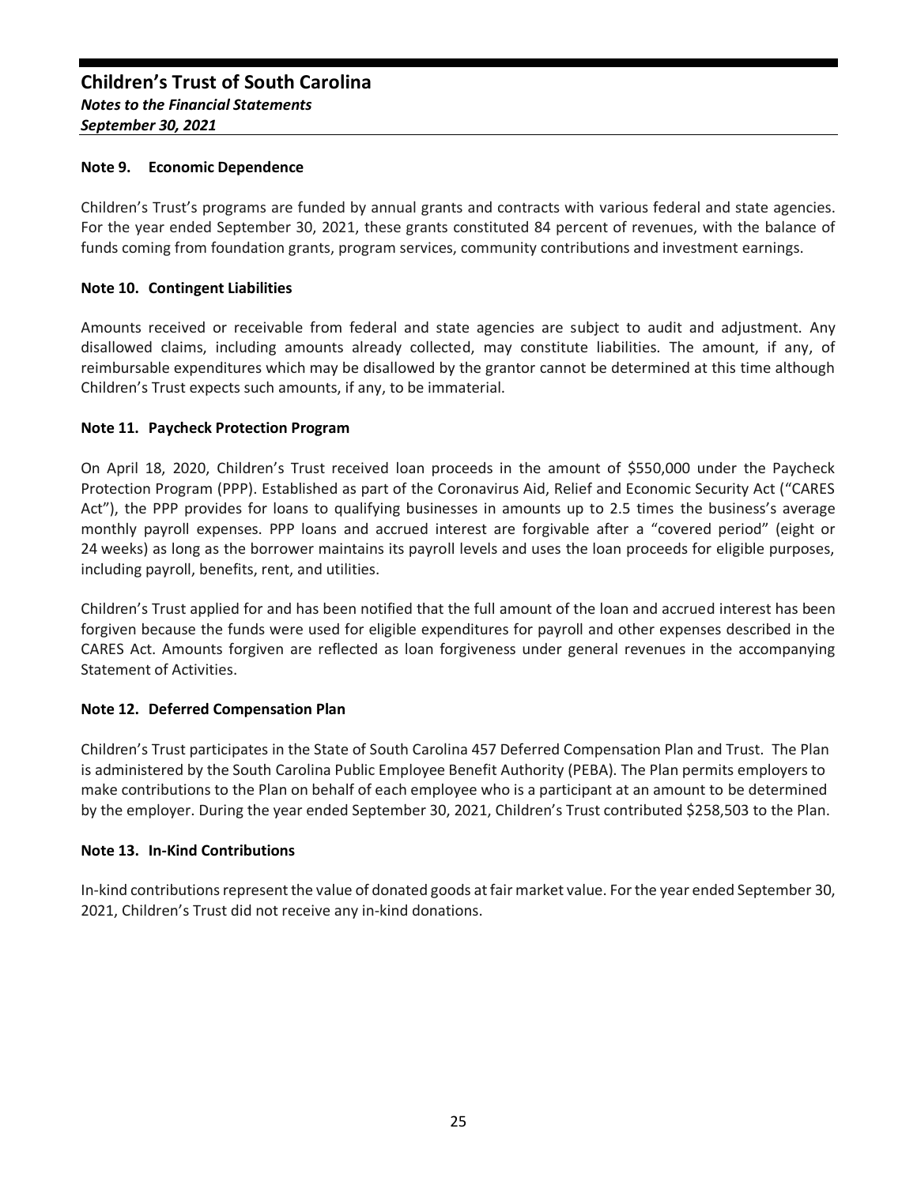**Note 9. Economic Dependence**

Children's Trust's programs are funded by annual grants and contracts with various federal and state agencies. For the year ended September 30, 2021, these grants constituted 84 percent of revenues, with the balance of funds coming from foundation grants, program services, community contributions and investment earnings.

**Note 10. Contingent Liabilities**

Amounts received or receivable from federal and state agencies are subject to audit and adjustment. Any disallowed claims, including amounts already collected, may constitute liabilities. The amount, if any, of reimbursable expenditures which may be disallowed by the grantor cannot be determined at this time although Children's Trust expects such amounts, if any, to be immaterial.

**Note 11. Paycheck Protection Program**

On April 18, 2020, Children's Trust received loan proceeds in the amount of $550,000 under the Paycheck Protection Program (PPP). Established as part of the Coronavirus Aid, Relief and Economic Security Act ("CARES Act"), the PPP provides for loans to qualifying businesses in amounts up to 2.5 times the business's average monthly payroll expenses. PPP loans and accrued interest are forgivable after a "covered period" (eight or 24 weeks) as long as the borrower maintains its payroll levels and uses the loan proceeds for eligible purposes, including payroll, benefits, rent, and utilities.

Children's Trust applied for and has been notified that the full amount of the loan and accrued interest has been forgiven because the funds were used for eligible expenditures for payroll and other expenses described in the CARES Act. Amounts forgiven are reflected as loan forgiveness under general revenues in the accompanying Statement of Activities.

**Note 12. Deferred Compensation Plan**

Children's Trust participates in the State of South Carolina 457 Deferred Compensation Plan and Trust. The Plan is administered by the South Carolina Public Employee Benefit Authority (PEBA). The Plan permits employers to make contributions to the Plan on behalf of each employee who is a participant at an amount to be determined by the employer. During the year ended September 30, 2021, Children's Trust contributed $258,503 to the Plan.

**Note 13. In-Kind Contributions**

In-kind contributions represent the value of donated goods at fair market value. For the year ended September 30, 2021, Children's Trust did not receive any in-kind donations.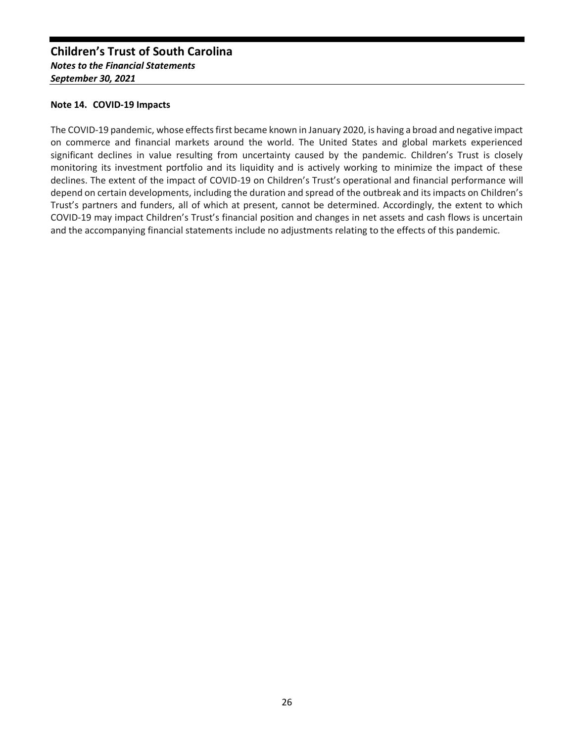## Note 14. COVID-19 Impacts

The COVID-19 pandemic, whose effects first became known in January 2020, is having a broad and negative impact on commerce and financial markets around the world. The United States and global markets experienced significant declines in value resulting from uncertainty caused by the pandemic. Children's Trust is closely monitoring its investment portfolio and its liquidity and is actively working to minimize the impact of these declines. The extent of the impact of COVID-19 on Children's Trust's operational and financial performance will depend on certain developments, including the duration and spread of the outbreak and its impacts on Children's Trust's partners and funders, all of which at present, cannot be determined. Accordingly, the extent to which COVID-19 may impact Children's Trust's financial position and changes in net assets and cash flows is uncertain and the accompanying financial statements include no adjustments relating to the effects of this pandemic.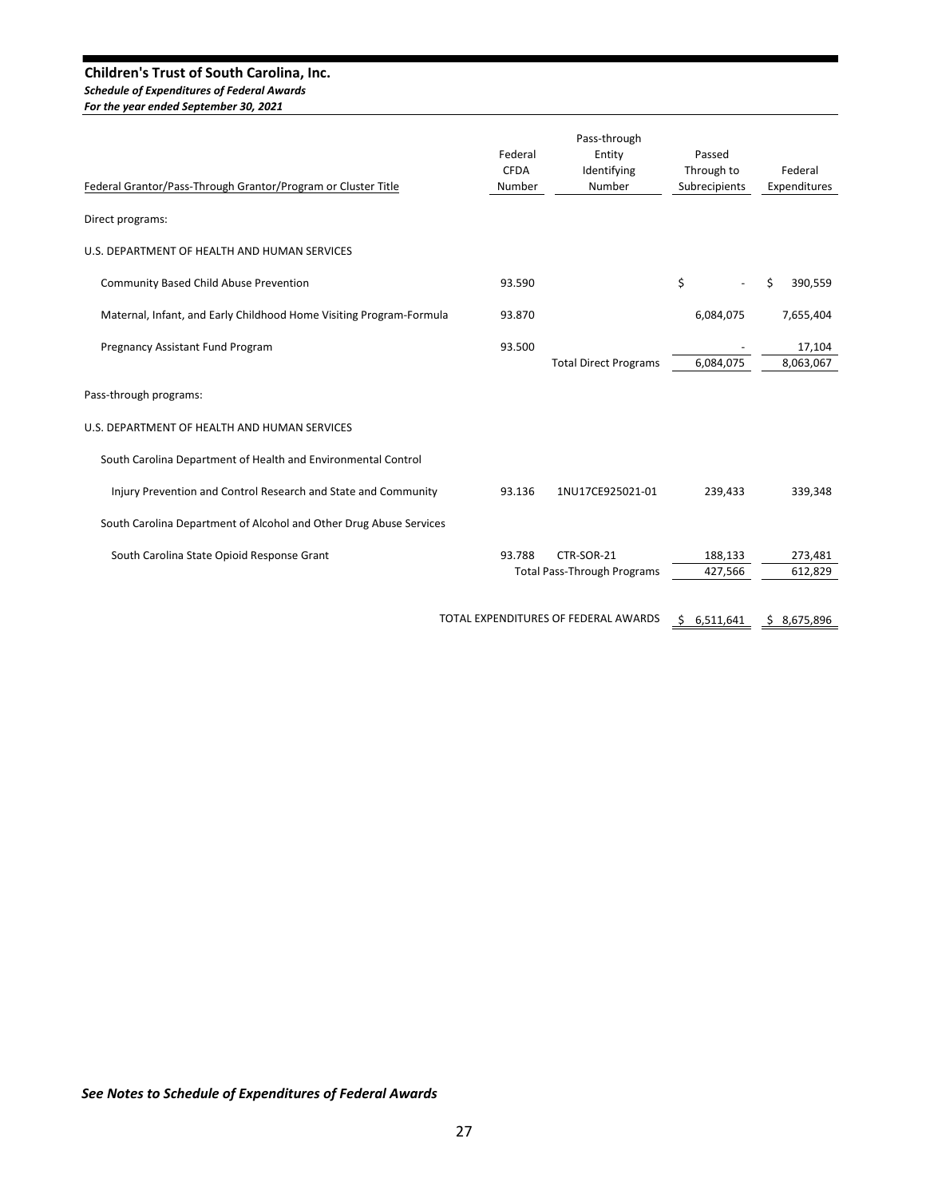**Children's Trust of South Carolina, Inc.**
***Schedule of Expenditures of Federal Awards***
***For the year ended September 30, 2021***

| Federal Grantor/Pass-Through Grantor/Program or Cluster Title | Federal CFDA Number | Pass-through Entity Identifying Number | Passed Through to Subrecipients | Federal Expenditures |
|---|---|---|---|---|
| Direct programs: | | | | |
| U.S. DEPARTMENT OF HEALTH AND HUMAN SERVICES | | | | |
| Community Based Child Abuse Prevention | 93.590 | | $ - | $ 390,559 |
| Maternal, Infant, and Early Childhood Home Visiting Program-Formula | 93.870 | | 6,084,075 | 7,655,404 |
| Pregnancy Assistant Fund Program | 93.500 | | - | 17,104 |
| | | Total Direct Programs | 6,084,075 | 8,063,067 |
| Pass-through programs: | | | | |
| U.S. DEPARTMENT OF HEALTH AND HUMAN SERVICES | | | | |
| South Carolina Department of Health and Environmental Control | | | | |
| Injury Prevention and Control Research and State and Community | 93.136 | 1NU17CE925021-01 | 239,433 | 339,348 |
| South Carolina Department of Alcohol and Other Drug Abuse Services | | | | |
| South Carolina State Opioid Response Grant | 93.788 | CTR-SOR-21 | 188,133 | 273,481 |
| | | Total Pass-Through Programs | 427,566 | 612,829 |
| | | TOTAL EXPENDITURES OF FEDERAL AWARDS | $ 6,511,641 | $ 8,675,896 |

***See Notes to Schedule of Expenditures of Federal Awards***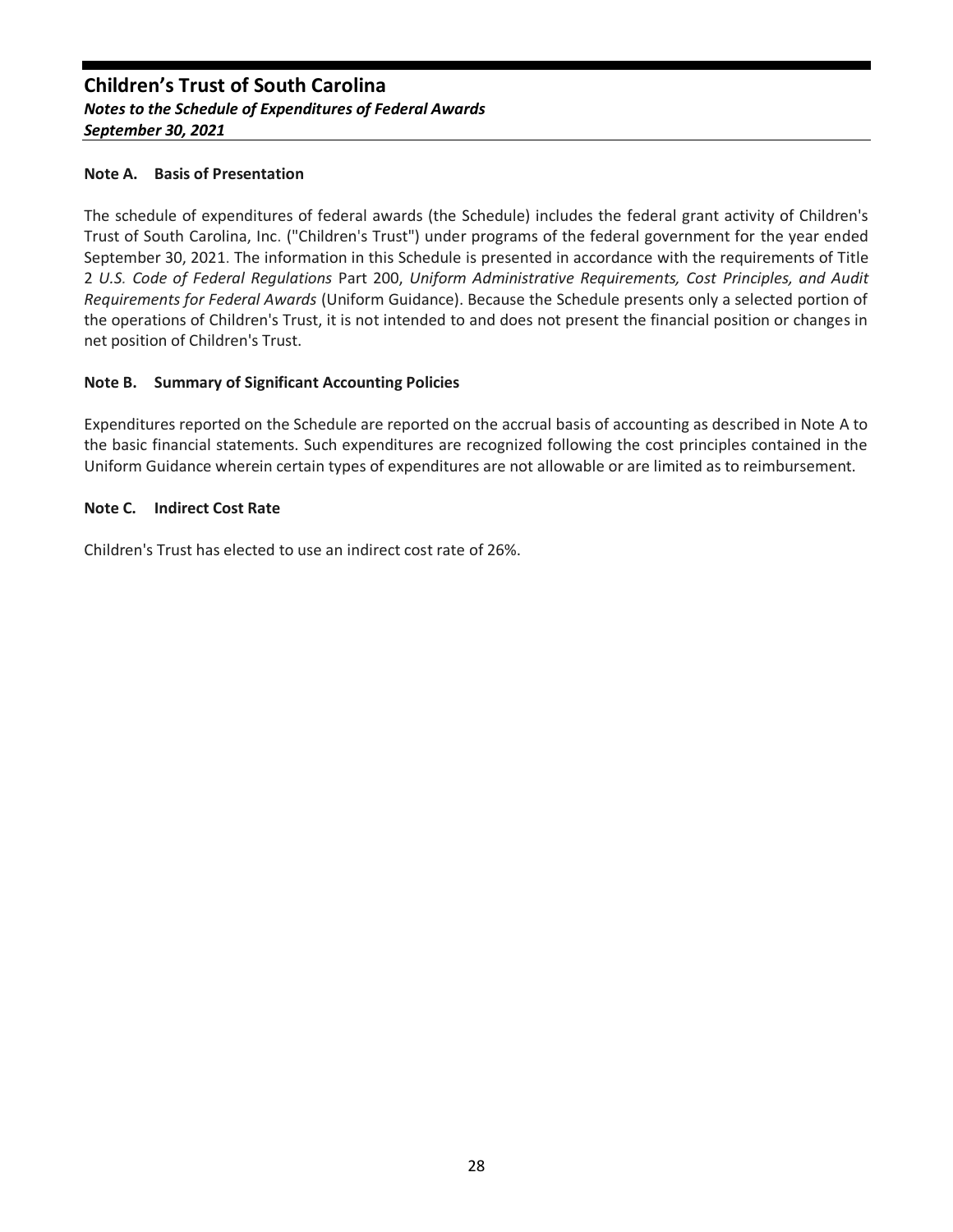## Children's Trust of South Carolina

***Notes to the Schedule of Expenditures of Federal Awards***

***September 30, 2021***

### Note A. Basis of Presentation

The schedule of expenditures of federal awards (the Schedule) includes the federal grant activity of Children's Trust of South Carolina, Inc. ("Children's Trust") under programs of the federal government for the year ended September 30, 2021. The information in this Schedule is presented in accordance with the requirements of Title 2 *U.S. Code of Federal Regulations* Part 200, *Uniform Administrative Requirements, Cost Principles, and Audit Requirements for Federal Awards* (Uniform Guidance). Because the Schedule presents only a selected portion of the operations of Children's Trust, it is not intended to and does not present the financial position or changes in net position of Children's Trust.

### Note B. Summary of Significant Accounting Policies

Expenditures reported on the Schedule are reported on the accrual basis of accounting as described in Note A to the basic financial statements. Such expenditures are recognized following the cost principles contained in the Uniform Guidance wherein certain types of expenditures are not allowable or are limited as to reimbursement.

### Note C. Indirect Cost Rate

Children's Trust has elected to use an indirect cost rate of 26%.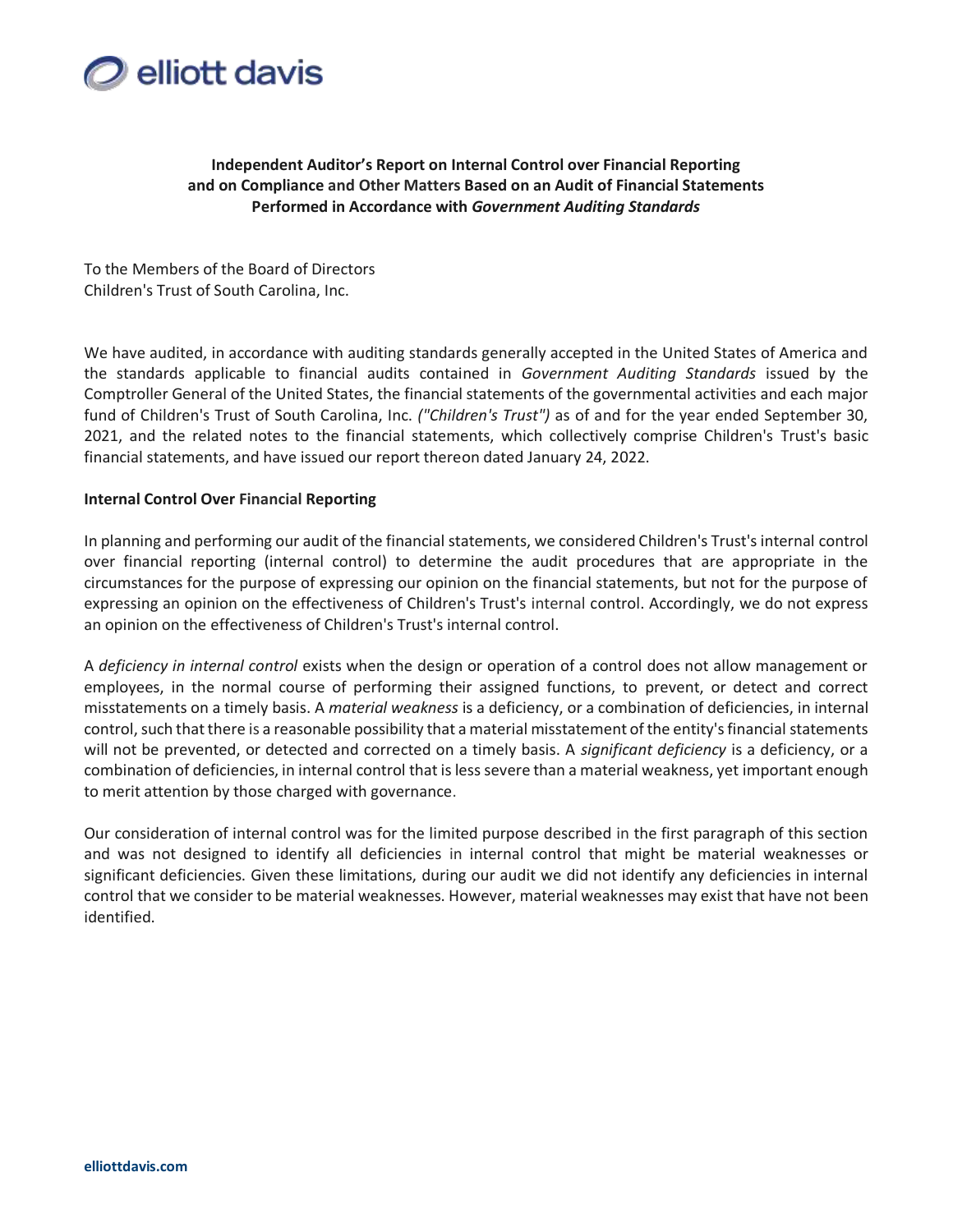**Independent Auditor's Report on Internal Control over Financial Reporting and on Compliance and Other Matters Based on an Audit of Financial Statements Performed in Accordance with *Government Auditing Standards***

To the Members of the Board of Directors
Children's Trust of South Carolina, Inc.

We have audited, in accordance with auditing standards generally accepted in the United States of America and the standards applicable to financial audits contained in *Government Auditing Standards* issued by the Comptroller General of the United States, the financial statements of the governmental activities and each major fund of Children's Trust of South Carolina, Inc. *("Children's Trust")* as of and for the year ended September 30, 2021, and the related notes to the financial statements, which collectively comprise Children's Trust's basic financial statements, and have issued our report thereon dated January 24, 2022.

**Internal Control Over Financial Reporting**

In planning and performing our audit of the financial statements, we considered Children's Trust's internal control over financial reporting (internal control) to determine the audit procedures that are appropriate in the circumstances for the purpose of expressing our opinion on the financial statements, but not for the purpose of expressing an opinion on the effectiveness of Children's Trust's internal control. Accordingly, we do not express an opinion on the effectiveness of Children's Trust's internal control.

A *deficiency in internal control* exists when the design or operation of a control does not allow management or employees, in the normal course of performing their assigned functions, to prevent, or detect and correct misstatements on a timely basis. A *material weakness* is a deficiency, or a combination of deficiencies, in internal control, such that there is a reasonable possibility that a material misstatement of the entity's financial statements will not be prevented, or detected and corrected on a timely basis. A *significant deficiency* is a deficiency, or a combination of deficiencies, in internal control that is less severe than a material weakness, yet important enough to merit attention by those charged with governance.

Our consideration of internal control was for the limited purpose described in the first paragraph of this section and was not designed to identify all deficiencies in internal control that might be material weaknesses or significant deficiencies. Given these limitations, during our audit we did not identify any deficiencies in internal control that we consider to be material weaknesses. However, material weaknesses may exist that have not been identified.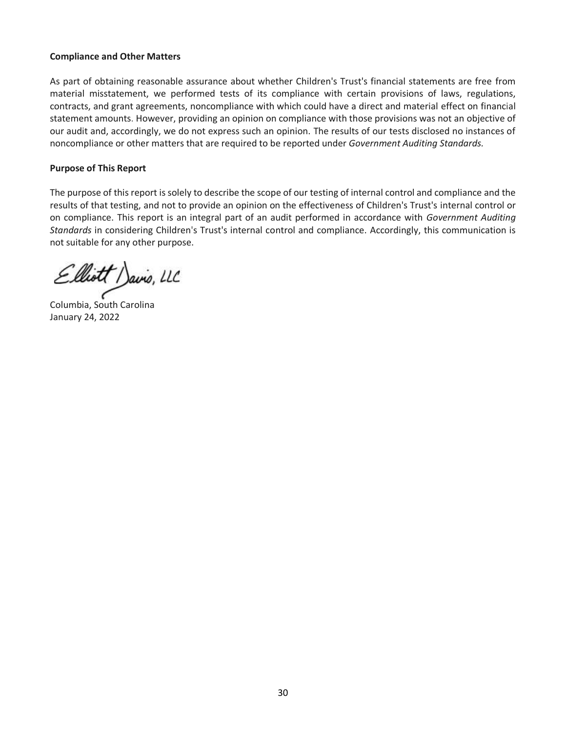**Compliance and Other Matters**

As part of obtaining reasonable assurance about whether Children's Trust's financial statements are free from material misstatement, we performed tests of its compliance with certain provisions of laws, regulations, contracts, and grant agreements, noncompliance with which could have a direct and material effect on financial statement amounts. However, providing an opinion on compliance with those provisions was not an objective of our audit and, accordingly, we do not express such an opinion. The results of our tests disclosed no instances of noncompliance or other matters that are required to be reported under *Government Auditing Standards.*

**Purpose of This Report**

The purpose of this report is solely to describe the scope of our testing of internal control and compliance and the results of that testing, and not to provide an opinion on the effectiveness of Children's Trust's internal control or on compliance. This report is an integral part of an audit performed in accordance with *Government Auditing Standards* in considering Children's Trust's internal control and compliance. Accordingly, this communication is not suitable for any other purpose.

Elliott Davis, LLC

Columbia, South Carolina
January 24, 2022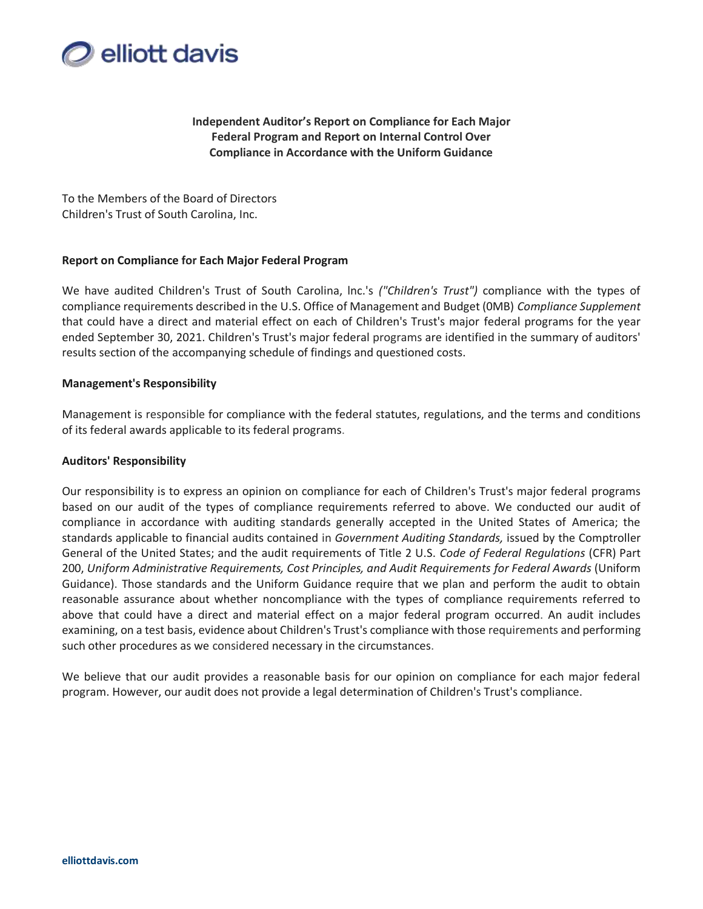**Independent Auditor's Report on Compliance for Each Major Federal Program and Report on Internal Control Over Compliance in Accordance with the Uniform Guidance**

To the Members of the Board of Directors
Children's Trust of South Carolina, Inc.

**Report on Compliance for Each Major Federal Program**

We have audited Children's Trust of South Carolina, Inc.'s *("Children's Trust")* compliance with the types of compliance requirements described in the U.S. Office of Management and Budget (0MB) *Compliance Supplement* that could have a direct and material effect on each of Children's Trust's major federal programs for the year ended September 30, 2021. Children's Trust's major federal programs are identified in the summary of auditors' results section of the accompanying schedule of findings and questioned costs.

**Management's Responsibility**

Management is responsible for compliance with the federal statutes, regulations, and the terms and conditions of its federal awards applicable to its federal programs.

**Auditors' Responsibility**

Our responsibility is to express an opinion on compliance for each of Children's Trust's major federal programs based on our audit of the types of compliance requirements referred to above. We conducted our audit of compliance in accordance with auditing standards generally accepted in the United States of America; the standards applicable to financial audits contained in *Government Auditing Standards,* issued by the Comptroller General of the United States; and the audit requirements of Title 2 U.S. *Code of Federal Regulations* (CFR) Part 200, *Uniform Administrative Requirements, Cost Principles, and Audit Requirements for Federal Awards* (Uniform Guidance). Those standards and the Uniform Guidance require that we plan and perform the audit to obtain reasonable assurance about whether noncompliance with the types of compliance requirements referred to above that could have a direct and material effect on a major federal program occurred. An audit includes examining, on a test basis, evidence about Children's Trust's compliance with those requirements and performing such other procedures as we considered necessary in the circumstances.

We believe that our audit provides a reasonable basis for our opinion on compliance for each major federal program. However, our audit does not provide a legal determination of Children's Trust's compliance.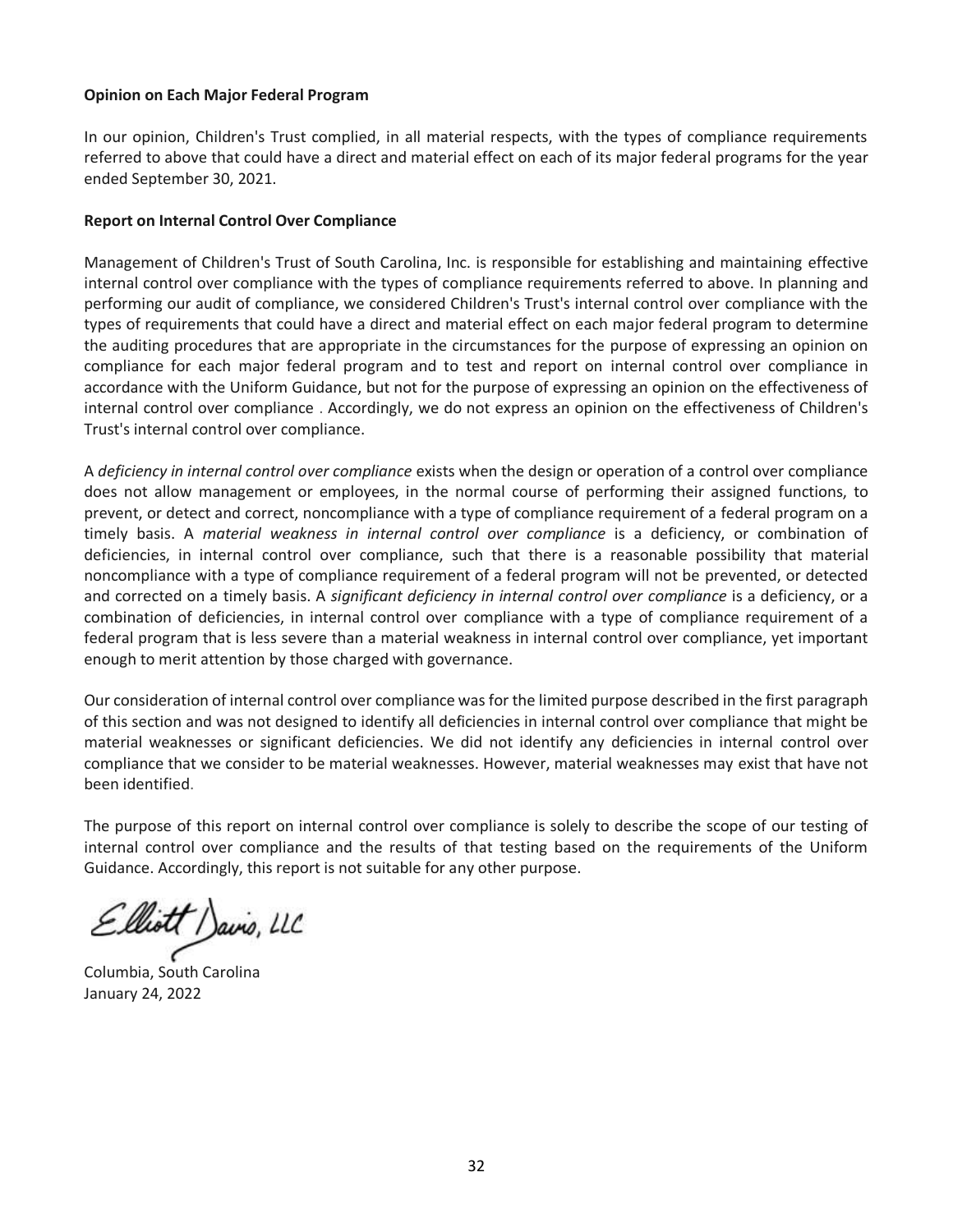**Opinion on Each Major Federal Program**

In our opinion, Children's Trust complied, in all material respects, with the types of compliance requirements referred to above that could have a direct and material effect on each of its major federal programs for the year ended September 30, 2021.

**Report on Internal Control Over Compliance**

Management of Children's Trust of South Carolina, Inc. is responsible for establishing and maintaining effective internal control over compliance with the types of compliance requirements referred to above. In planning and performing our audit of compliance, we considered Children's Trust's internal control over compliance with the types of requirements that could have a direct and material effect on each major federal program to determine the auditing procedures that are appropriate in the circumstances for the purpose of expressing an opinion on compliance for each major federal program and to test and report on internal control over compliance in accordance with the Uniform Guidance, but not for the purpose of expressing an opinion on the effectiveness of internal control over compliance . Accordingly, we do not express an opinion on the effectiveness of Children's Trust's internal control over compliance.

A *deficiency in internal control over compliance* exists when the design or operation of a control over compliance does not allow management or employees, in the normal course of performing their assigned functions, to prevent, or detect and correct, noncompliance with a type of compliance requirement of a federal program on a timely basis. A *material weakness in internal control over compliance* is a deficiency, or combination of deficiencies, in internal control over compliance, such that there is a reasonable possibility that material noncompliance with a type of compliance requirement of a federal program will not be prevented, or detected and corrected on a timely basis. A *significant deficiency in internal control over compliance* is a deficiency, or a combination of deficiencies, in internal control over compliance with a type of compliance requirement of a federal program that is less severe than a material weakness in internal control over compliance, yet important enough to merit attention by those charged with governance.

Our consideration of internal control over compliance was for the limited purpose described in the first paragraph of this section and was not designed to identify all deficiencies in internal control over compliance that might be material weaknesses or significant deficiencies. We did not identify any deficiencies in internal control over compliance that we consider to be material weaknesses. However, material weaknesses may exist that have not been identified.

The purpose of this report on internal control over compliance is solely to describe the scope of our testing of internal control over compliance and the results of that testing based on the requirements of the Uniform Guidance. Accordingly, this report is not suitable for any other purpose.

Elliott Davis, LLC

Columbia, South Carolina
January 24, 2022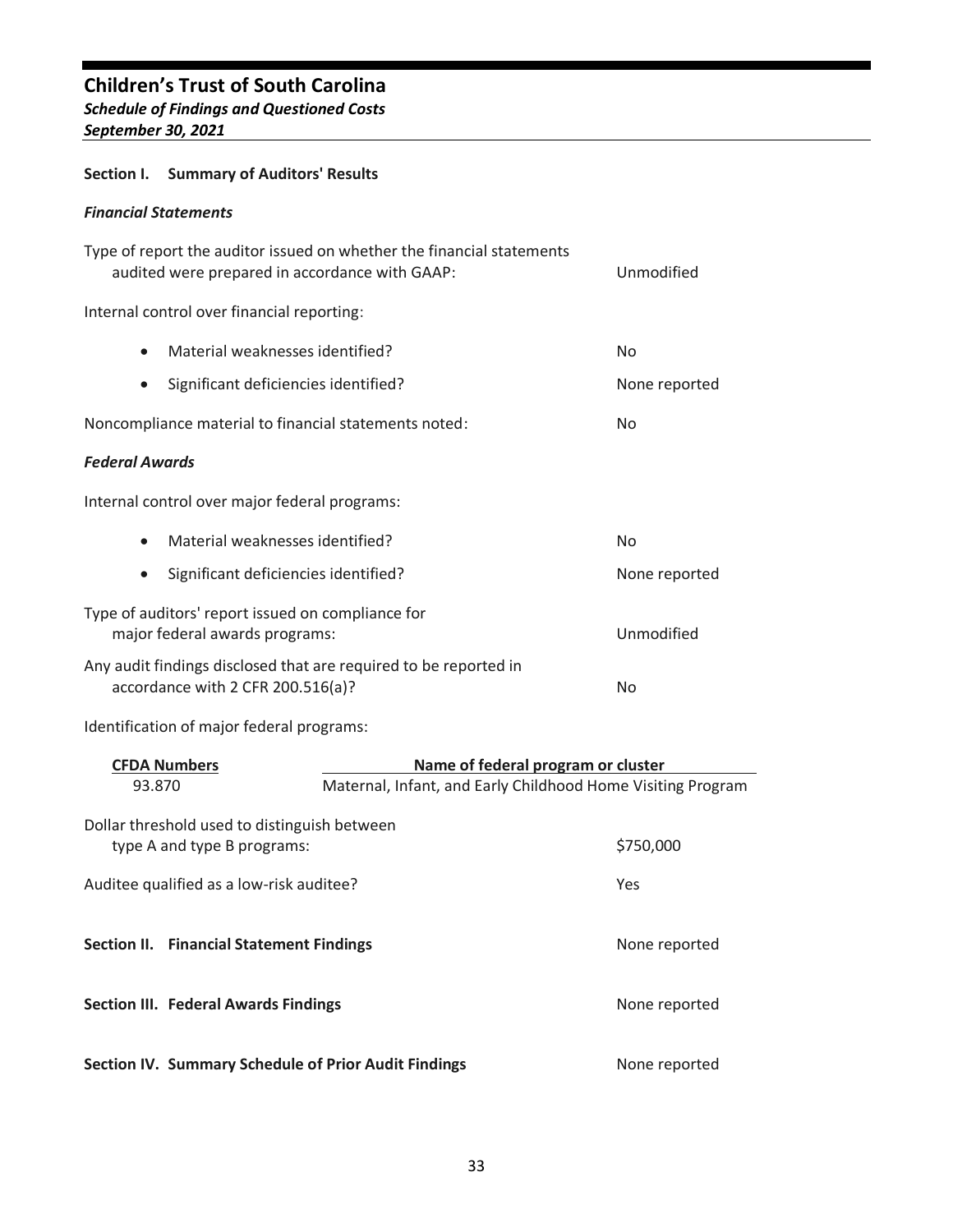# Children's Trust of South Carolina

***Schedule of Findings and Questioned Costs***

***September 30, 2021***

## Section I. Summary of Auditors' Results

### *Financial Statements*

| | |
|---|---|
| Type of report the auditor issued on whether the financial statements audited were prepared in accordance with GAAP: | Unmodified |
| Internal control over financial reporting: | |
| • Material weaknesses identified? | No |
| • Significant deficiencies identified? | None reported |
| Noncompliance material to financial statements noted: | No |

### *Federal Awards*

| | |
|---|---|
| Internal control over major federal programs: | |
| • Material weaknesses identified? | No |
| • Significant deficiencies identified? | None reported |
| Type of auditors' report issued on compliance for major federal awards programs: | Unmodified |
| Any audit findings disclosed that are required to be reported in accordance with 2 CFR 200.516(a)? | No |

Identification of major federal programs:

| CFDA Numbers | Name of federal program or cluster |
|---|---|
| 93.870 | Maternal, Infant, and Early Childhood Home Visiting Program |

| | |
|---|---|
| Dollar threshold used to distinguish between type A and type B programs: | $750,000 |
| Auditee qualified as a low-risk auditee? | Yes |

## Section II. Financial Statement Findings

None reported

## Section III. Federal Awards Findings

None reported

## Section IV. Summary Schedule of Prior Audit Findings

None reported